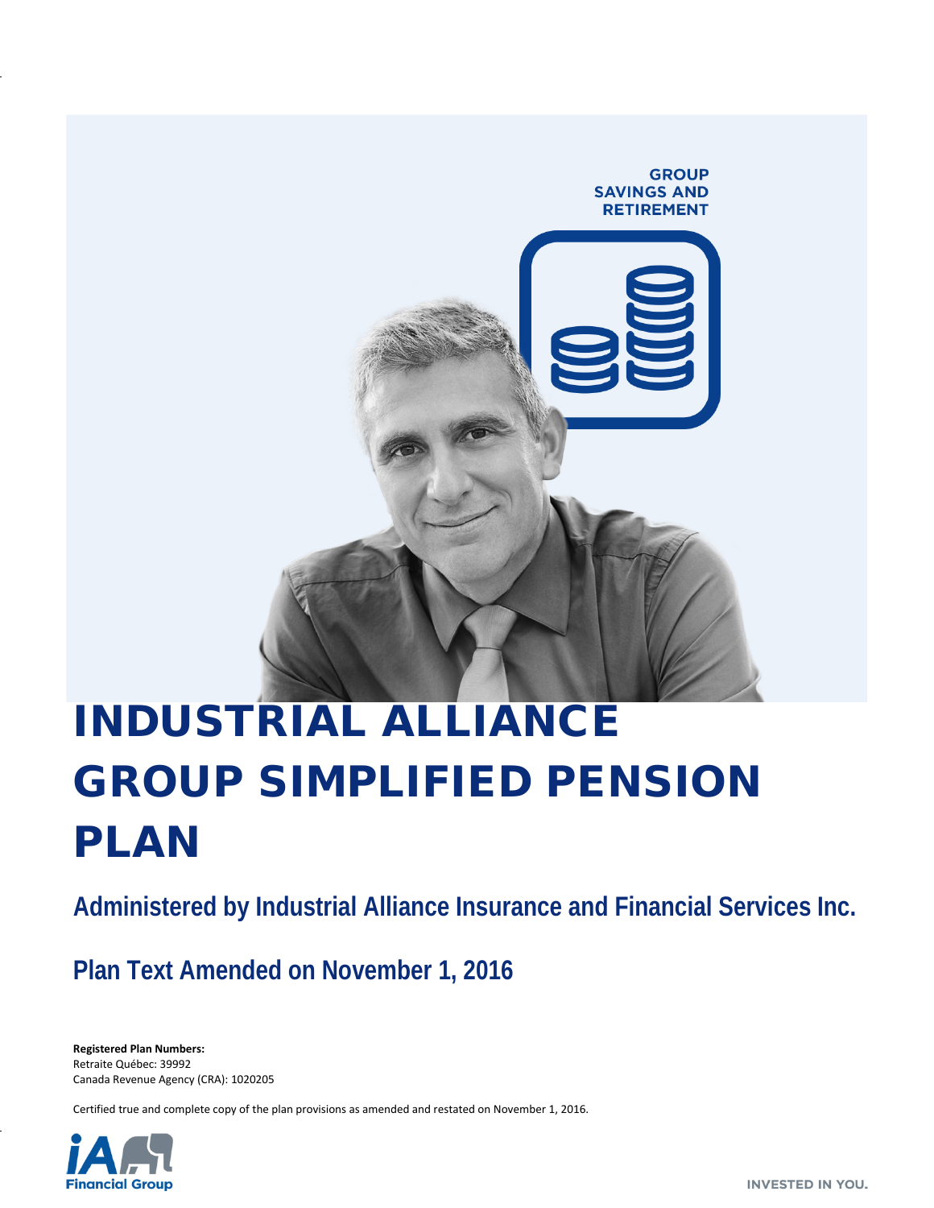GROUP SAVINGS AND RETIREMENT

# INDUSTRIAL ALLIANCE GROUP SIMPLIFIED PENSION PLAN

## Administered by Industrial Alliance Insurance and Financial Services Inc.

## Plan Text Amended on November 1, 2016

**Registered Plan Numbers:**
Retraite Québec: 39992
Canada Revenue Agency (CRA): 1020205

Certified true and complete copy of the plan provisions as amended and restated on November 1, 2016.

iA Financial Group

INVESTED IN YOU.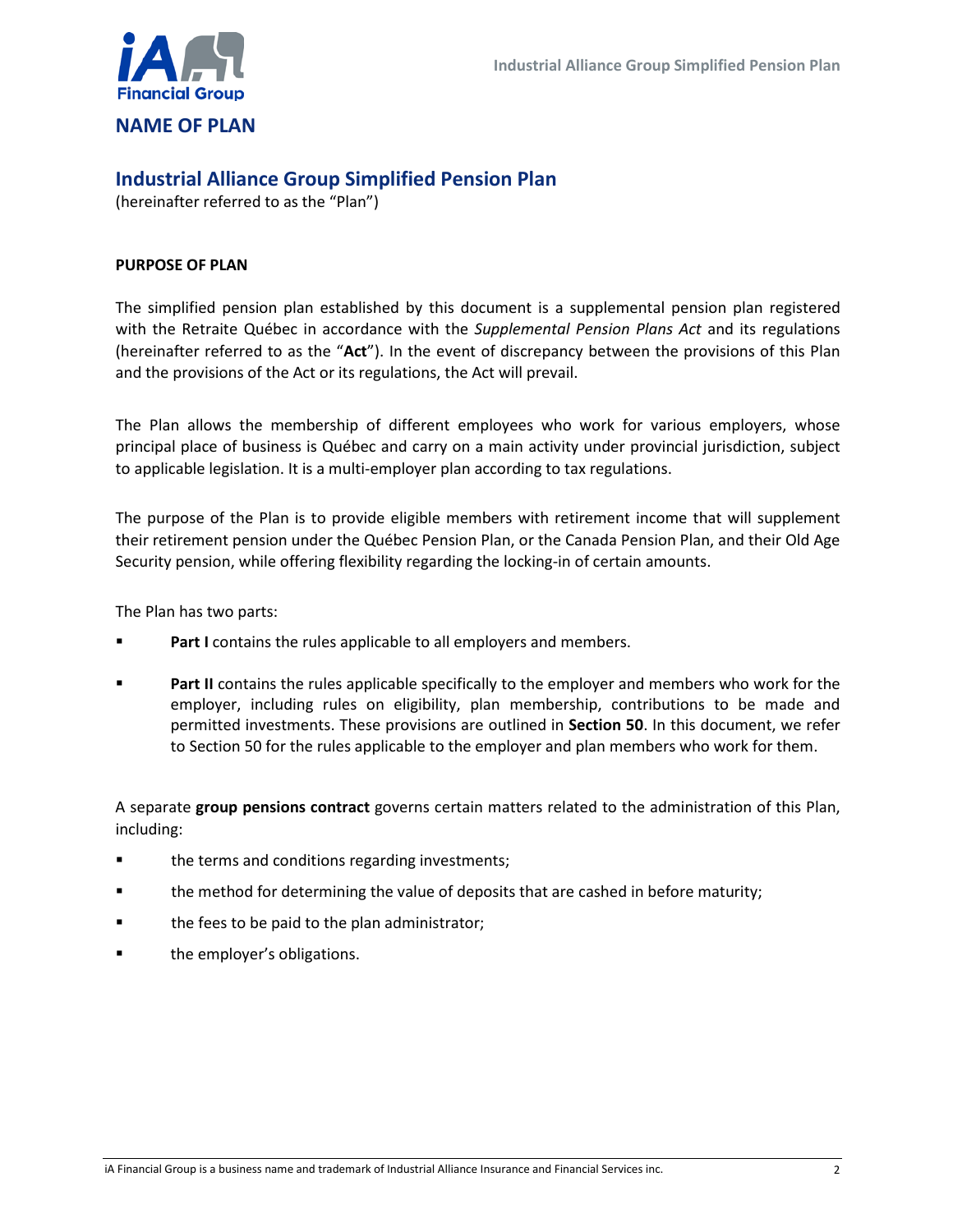## NAME OF PLAN

## Industrial Alliance Group Simplified Pension Plan

(hereinafter referred to as the "Plan")

**PURPOSE OF PLAN**

The simplified pension plan established by this document is a supplemental pension plan registered with the Retraite Québec in accordance with the *Supplemental Pension Plans Act* and its regulations (hereinafter referred to as the "**Act**"). In the event of discrepancy between the provisions of this Plan and the provisions of the Act or its regulations, the Act will prevail.

The Plan allows the membership of different employees who work for various employers, whose principal place of business is Québec and carry on a main activity under provincial jurisdiction, subject to applicable legislation. It is a multi-employer plan according to tax regulations.

The purpose of the Plan is to provide eligible members with retirement income that will supplement their retirement pension under the Québec Pension Plan, or the Canada Pension Plan, and their Old Age Security pension, while offering flexibility regarding the locking-in of certain amounts.

The Plan has two parts:

- **Part I** contains the rules applicable to all employers and members.
- **Part II** contains the rules applicable specifically to the employer and members who work for the employer, including rules on eligibility, plan membership, contributions to be made and permitted investments. These provisions are outlined in **Section 50**. In this document, we refer to Section 50 for the rules applicable to the employer and plan members who work for them.

A separate **group pensions contract** governs certain matters related to the administration of this Plan, including:

- the terms and conditions regarding investments;
- the method for determining the value of deposits that are cashed in before maturity;
- the fees to be paid to the plan administrator;
- the employer's obligations.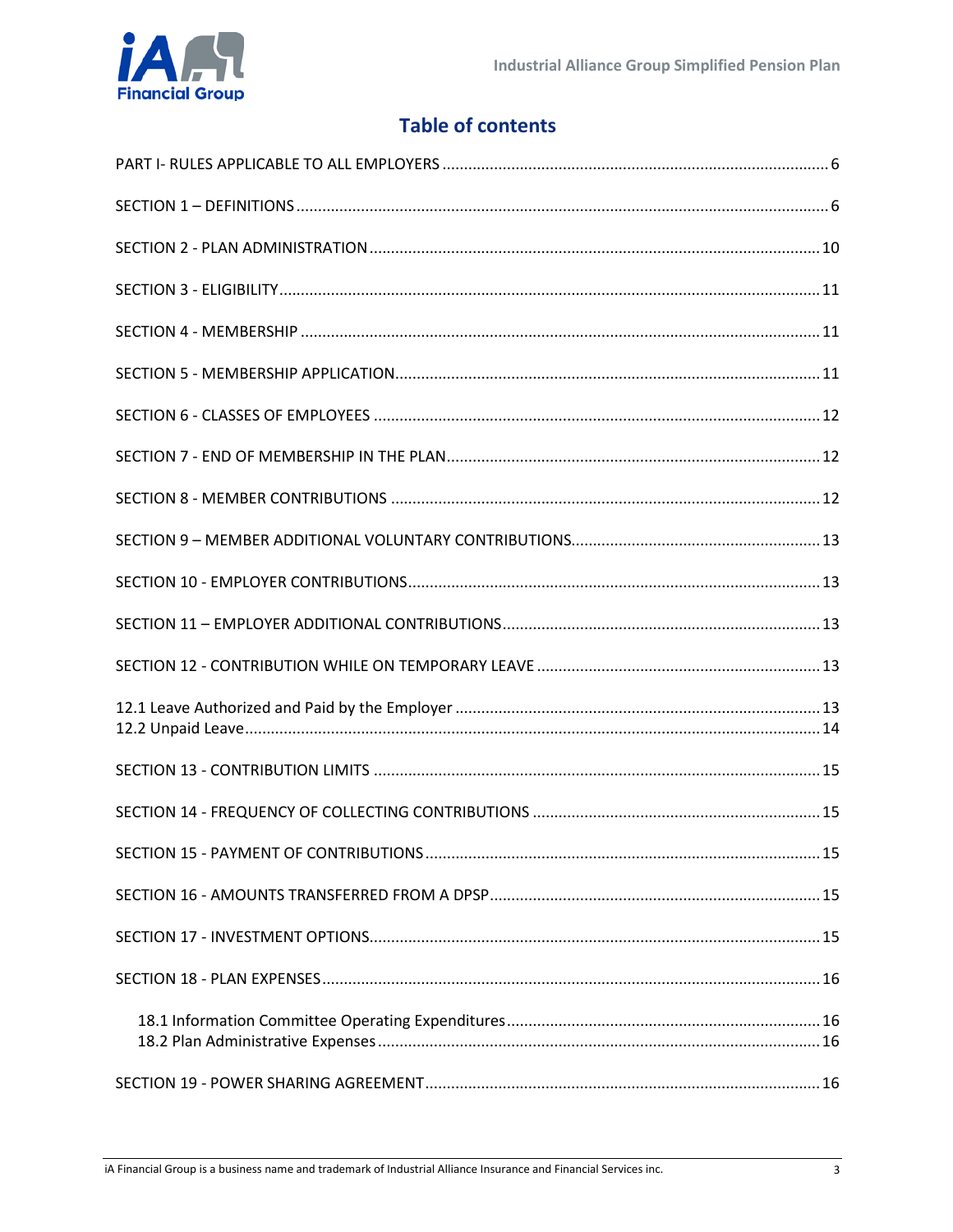## Table of contents

PART I- RULES APPLICABLE TO ALL EMPLOYERS ........ 6

SECTION 1 – DEFINITIONS ........ 6

SECTION 2 - PLAN ADMINISTRATION ........ 10

SECTION 3 - ELIGIBILITY ........ 11

SECTION 4 - MEMBERSHIP ........ 11

SECTION 5 - MEMBERSHIP APPLICATION ........ 11

SECTION 6 - CLASSES OF EMPLOYEES ........ 12

SECTION 7 - END OF MEMBERSHIP IN THE PLAN ........ 12

SECTION 8 - MEMBER CONTRIBUTIONS ........ 12

SECTION 9 – MEMBER ADDITIONAL VOLUNTARY CONTRIBUTIONS ........ 13

SECTION 10 - EMPLOYER CONTRIBUTIONS ........ 13

SECTION 11 – EMPLOYER ADDITIONAL CONTRIBUTIONS ........ 13

SECTION 12 - CONTRIBUTION WHILE ON TEMPORARY LEAVE ........ 13

12.1 Leave Authorized and Paid by the Employer ........ 13
12.2 Unpaid Leave ........ 14

SECTION 13 - CONTRIBUTION LIMITS ........ 15

SECTION 14 - FREQUENCY OF COLLECTING CONTRIBUTIONS ........ 15

SECTION 15 - PAYMENT OF CONTRIBUTIONS ........ 15

SECTION 16 - AMOUNTS TRANSFERRED FROM A DPSP ........ 15

SECTION 17 - INVESTMENT OPTIONS ........ 15

SECTION 18 - PLAN EXPENSES ........ 16

- 18.1 Information Committee Operating Expenditures ........ 16
- 18.2 Plan Administrative Expenses ........ 16

SECTION 19 - POWER SHARING AGREEMENT ........ 16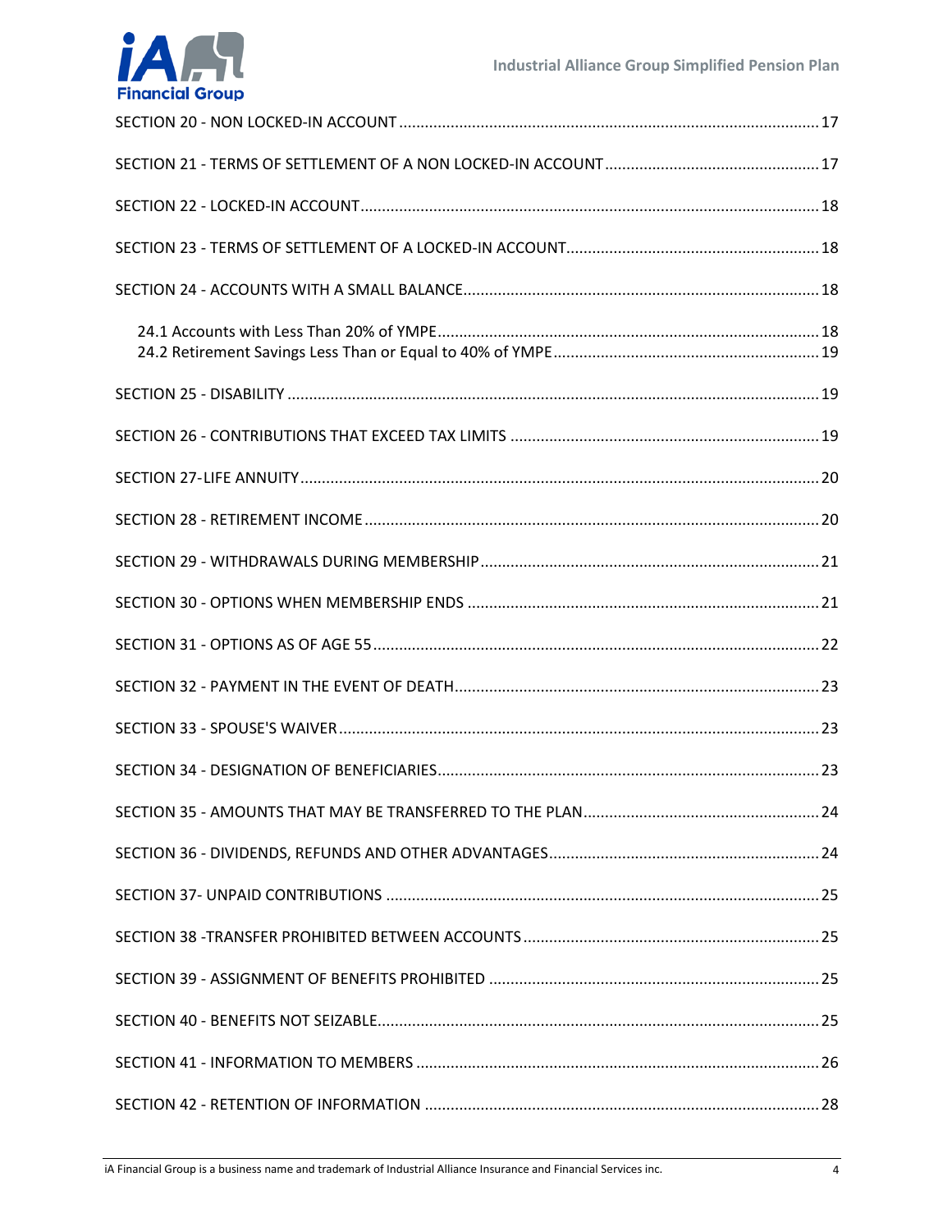SECTION 20 - NON LOCKED-IN ACCOUNT ..... 17

SECTION 21 - TERMS OF SETTLEMENT OF A NON LOCKED-IN ACCOUNT ..... 17

SECTION 22 - LOCKED-IN ACCOUNT ..... 18

SECTION 23 - TERMS OF SETTLEMENT OF A LOCKED-IN ACCOUNT ..... 18

SECTION 24 - ACCOUNTS WITH A SMALL BALANCE ..... 18

- 24.1 Accounts with Less Than 20% of YMPE ..... 18
- 24.2 Retirement Savings Less Than or Equal to 40% of YMPE ..... 19

SECTION 25 - DISABILITY ..... 19

SECTION 26 - CONTRIBUTIONS THAT EXCEED TAX LIMITS ..... 19

SECTION 27-LIFE ANNUITY ..... 20

SECTION 28 - RETIREMENT INCOME ..... 20

SECTION 29 - WITHDRAWALS DURING MEMBERSHIP ..... 21

SECTION 30 - OPTIONS WHEN MEMBERSHIP ENDS ..... 21

SECTION 31 - OPTIONS AS OF AGE 55 ..... 22

SECTION 32 - PAYMENT IN THE EVENT OF DEATH ..... 23

SECTION 33 - SPOUSE'S WAIVER ..... 23

SECTION 34 - DESIGNATION OF BENEFICIARIES ..... 23

SECTION 35 - AMOUNTS THAT MAY BE TRANSFERRED TO THE PLAN ..... 24

SECTION 36 - DIVIDENDS, REFUNDS AND OTHER ADVANTAGES ..... 24

SECTION 37- UNPAID CONTRIBUTIONS ..... 25

SECTION 38 -TRANSFER PROHIBITED BETWEEN ACCOUNTS ..... 25

SECTION 39 - ASSIGNMENT OF BENEFITS PROHIBITED ..... 25

SECTION 40 - BENEFITS NOT SEIZABLE ..... 25

SECTION 41 - INFORMATION TO MEMBERS ..... 26

SECTION 42 - RETENTION OF INFORMATION ..... 28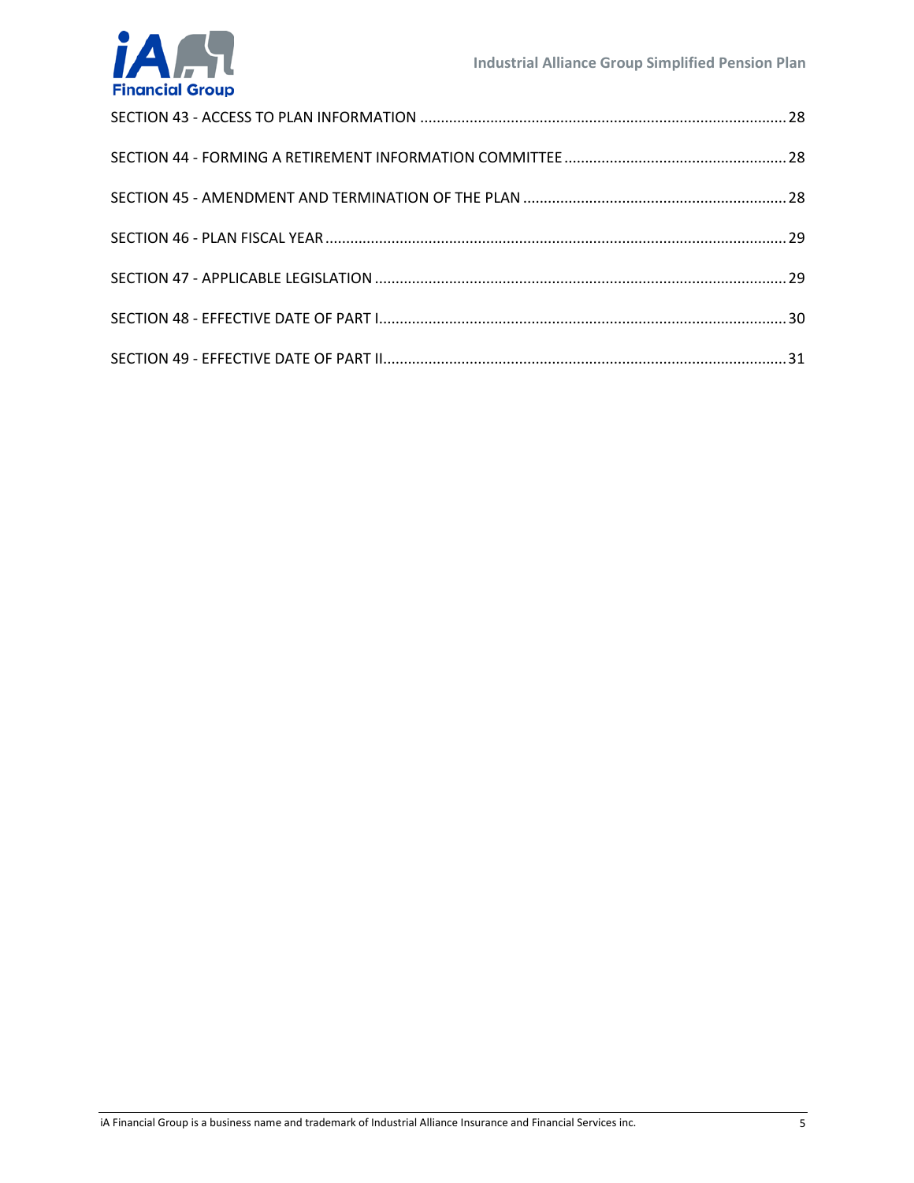SECTION 43 - ACCESS TO PLAN INFORMATION ........................................................................................ 28

SECTION 44 - FORMING A RETIREMENT INFORMATION COMMITTEE ..................................................... 28

SECTION 45 - AMENDMENT AND TERMINATION OF THE PLAN ............................................................... 28

SECTION 46 - PLAN FISCAL YEAR ............................................................................................................... 29

SECTION 47 - APPLICABLE LEGISLATION .................................................................................................. 29

SECTION 48 - EFFECTIVE DATE OF PART I.................................................................................................. 30

SECTION 49 - EFFECTIVE DATE OF PART II................................................................................................. 31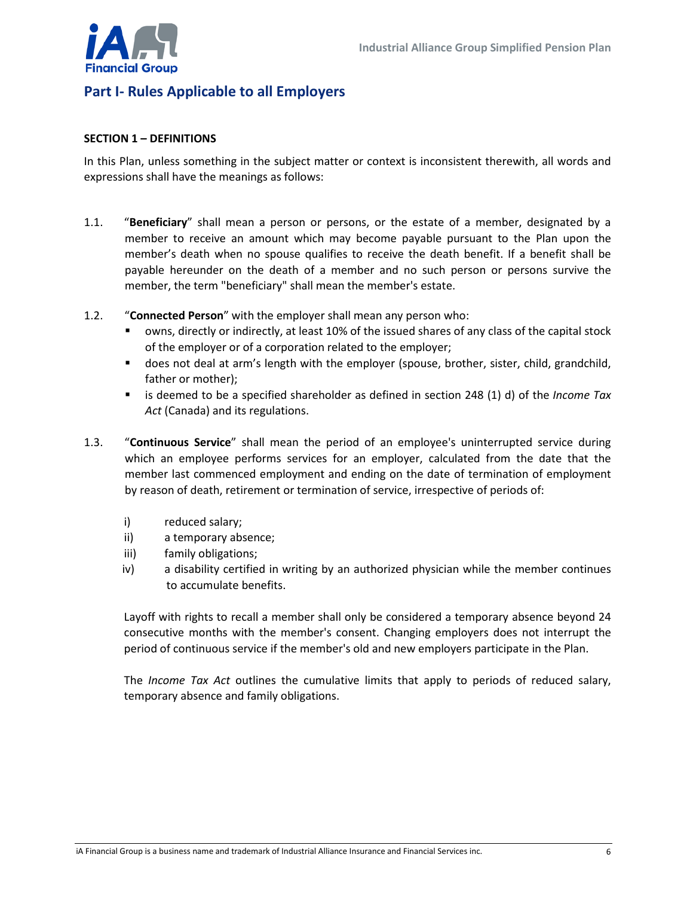## Part I- Rules Applicable to all Employers

### SECTION 1 – DEFINITIONS

In this Plan, unless something in the subject matter or context is inconsistent therewith, all words and expressions shall have the meanings as follows:

1.1. "**Beneficiary**" shall mean a person or persons, or the estate of a member, designated by a member to receive an amount which may become payable pursuant to the Plan upon the member's death when no spouse qualifies to receive the death benefit. If a benefit shall be payable hereunder on the death of a member and no such person or persons survive the member, the term "beneficiary" shall mean the member's estate.

1.2. "**Connected Person**" with the employer shall mean any person who:
   - owns, directly or indirectly, at least 10% of the issued shares of any class of the capital stock of the employer or of a corporation related to the employer;
   - does not deal at arm's length with the employer (spouse, brother, sister, child, grandchild, father or mother);
   - is deemed to be a specified shareholder as defined in section 248 (1) d) of the *Income Tax Act* (Canada) and its regulations.

1.3. "**Continuous Service**" shall mean the period of an employee's uninterrupted service during which an employee performs services for an employer, calculated from the date that the member last commenced employment and ending on the date of termination of employment by reason of death, retirement or termination of service, irrespective of periods of:

   i) reduced salary;
   ii) a temporary absence;
   iii) family obligations;
   iv) a disability certified in writing by an authorized physician while the member continues to accumulate benefits.

   Layoff with rights to recall a member shall only be considered a temporary absence beyond 24 consecutive months with the member's consent. Changing employers does not interrupt the period of continuous service if the member's old and new employers participate in the Plan.

   The *Income Tax Act* outlines the cumulative limits that apply to periods of reduced salary, temporary absence and family obligations.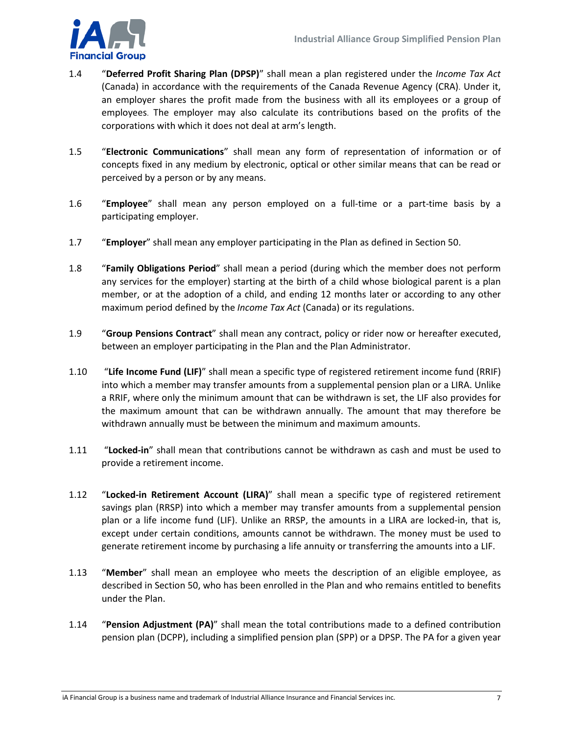1.4 "**Deferred Profit Sharing Plan (DPSP)**" shall mean a plan registered under the *Income Tax Act* (Canada) in accordance with the requirements of the Canada Revenue Agency (CRA). Under it, an employer shares the profit made from the business with all its employees or a group of employees. The employer may also calculate its contributions based on the profits of the corporations with which it does not deal at arm's length.

1.5 "**Electronic Communications**" shall mean any form of representation of information or of concepts fixed in any medium by electronic, optical or other similar means that can be read or perceived by a person or by any means.

1.6 "**Employee**" shall mean any person employed on a full-time or a part-time basis by a participating employer.

1.7 "**Employer**" shall mean any employer participating in the Plan as defined in Section 50.

1.8 "**Family Obligations Period**" shall mean a period (during which the member does not perform any services for the employer) starting at the birth of a child whose biological parent is a plan member, or at the adoption of a child, and ending 12 months later or according to any other maximum period defined by the *Income Tax Act* (Canada) or its regulations.

1.9 "**Group Pensions Contract**" shall mean any contract, policy or rider now or hereafter executed, between an employer participating in the Plan and the Plan Administrator.

1.10 "**Life Income Fund (LIF)**" shall mean a specific type of registered retirement income fund (RRIF) into which a member may transfer amounts from a supplemental pension plan or a LIRA. Unlike a RRIF, where only the minimum amount that can be withdrawn is set, the LIF also provides for the maximum amount that can be withdrawn annually. The amount that may therefore be withdrawn annually must be between the minimum and maximum amounts.

1.11 "**Locked-in**" shall mean that contributions cannot be withdrawn as cash and must be used to provide a retirement income.

1.12 "**Locked-in Retirement Account (LIRA)**" shall mean a specific type of registered retirement savings plan (RRSP) into which a member may transfer amounts from a supplemental pension plan or a life income fund (LIF). Unlike an RRSP, the amounts in a LIRA are locked-in, that is, except under certain conditions, amounts cannot be withdrawn. The money must be used to generate retirement income by purchasing a life annuity or transferring the amounts into a LIF.

1.13 "**Member**" shall mean an employee who meets the description of an eligible employee, as described in Section 50, who has been enrolled in the Plan and who remains entitled to benefits under the Plan.

1.14 "**Pension Adjustment (PA)**" shall mean the total contributions made to a defined contribution pension plan (DCPP), including a simplified pension plan (SPP) or a DPSP. The PA for a given year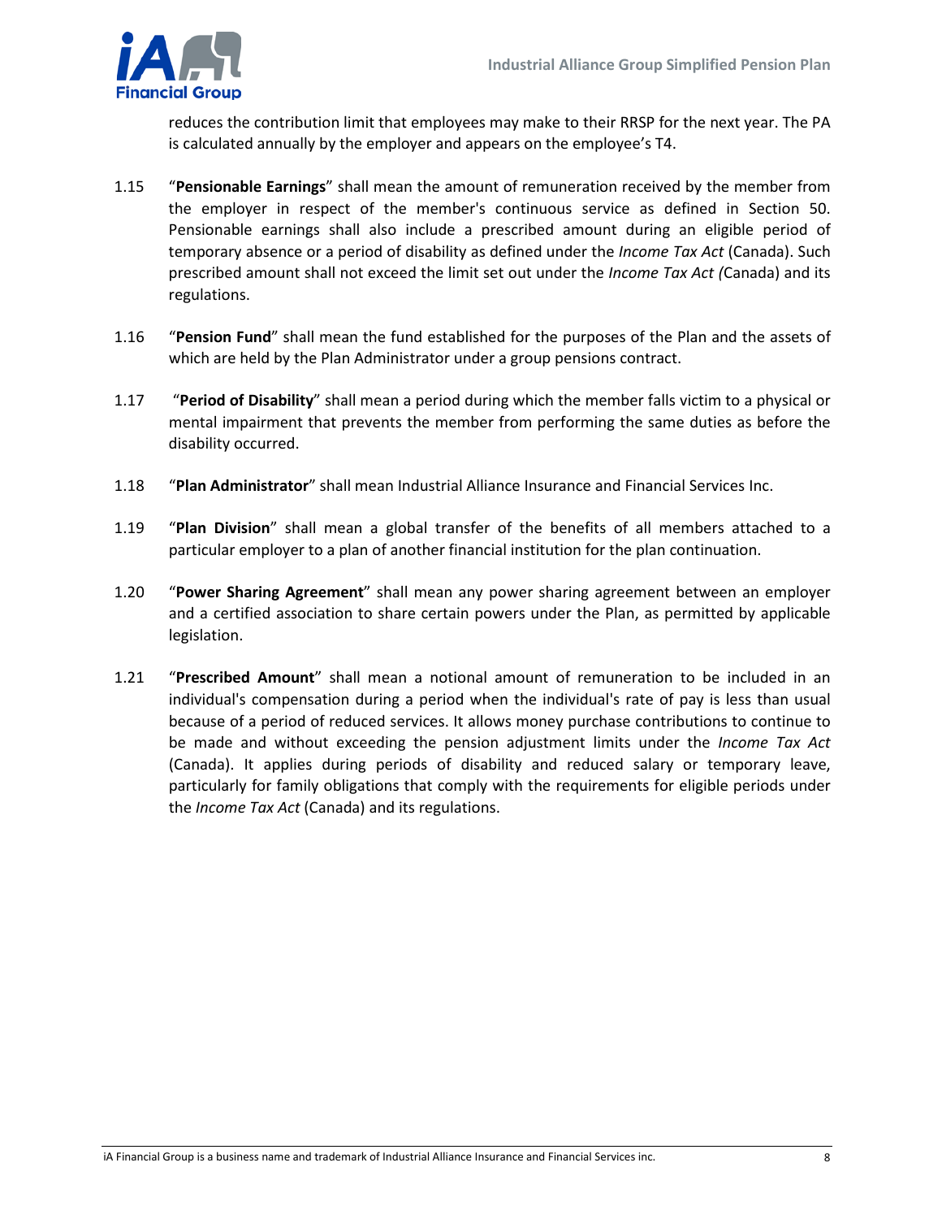reduces the contribution limit that employees may make to their RRSP for the next year. The PA is calculated annually by the employer and appears on the employee's T4.

1.15 "**Pensionable Earnings**" shall mean the amount of remuneration received by the member from the employer in respect of the member's continuous service as defined in Section 50. Pensionable earnings shall also include a prescribed amount during an eligible period of temporary absence or a period of disability as defined under the *Income Tax Act* (Canada). Such prescribed amount shall not exceed the limit set out under the *Income Tax Act (*Canada) and its regulations.

1.16 "**Pension Fund**" shall mean the fund established for the purposes of the Plan and the assets of which are held by the Plan Administrator under a group pensions contract.

1.17 "**Period of Disability**" shall mean a period during which the member falls victim to a physical or mental impairment that prevents the member from performing the same duties as before the disability occurred.

1.18 "**Plan Administrator**" shall mean Industrial Alliance Insurance and Financial Services Inc.

1.19 "**Plan Division**" shall mean a global transfer of the benefits of all members attached to a particular employer to a plan of another financial institution for the plan continuation.

1.20 "**Power Sharing Agreement**" shall mean any power sharing agreement between an employer and a certified association to share certain powers under the Plan, as permitted by applicable legislation.

1.21 "**Prescribed Amount**" shall mean a notional amount of remuneration to be included in an individual's compensation during a period when the individual's rate of pay is less than usual because of a period of reduced services. It allows money purchase contributions to continue to be made and without exceeding the pension adjustment limits under the *Income Tax Act* (Canada). It applies during periods of disability and reduced salary or temporary leave, particularly for family obligations that comply with the requirements for eligible periods under the *Income Tax Act* (Canada) and its regulations.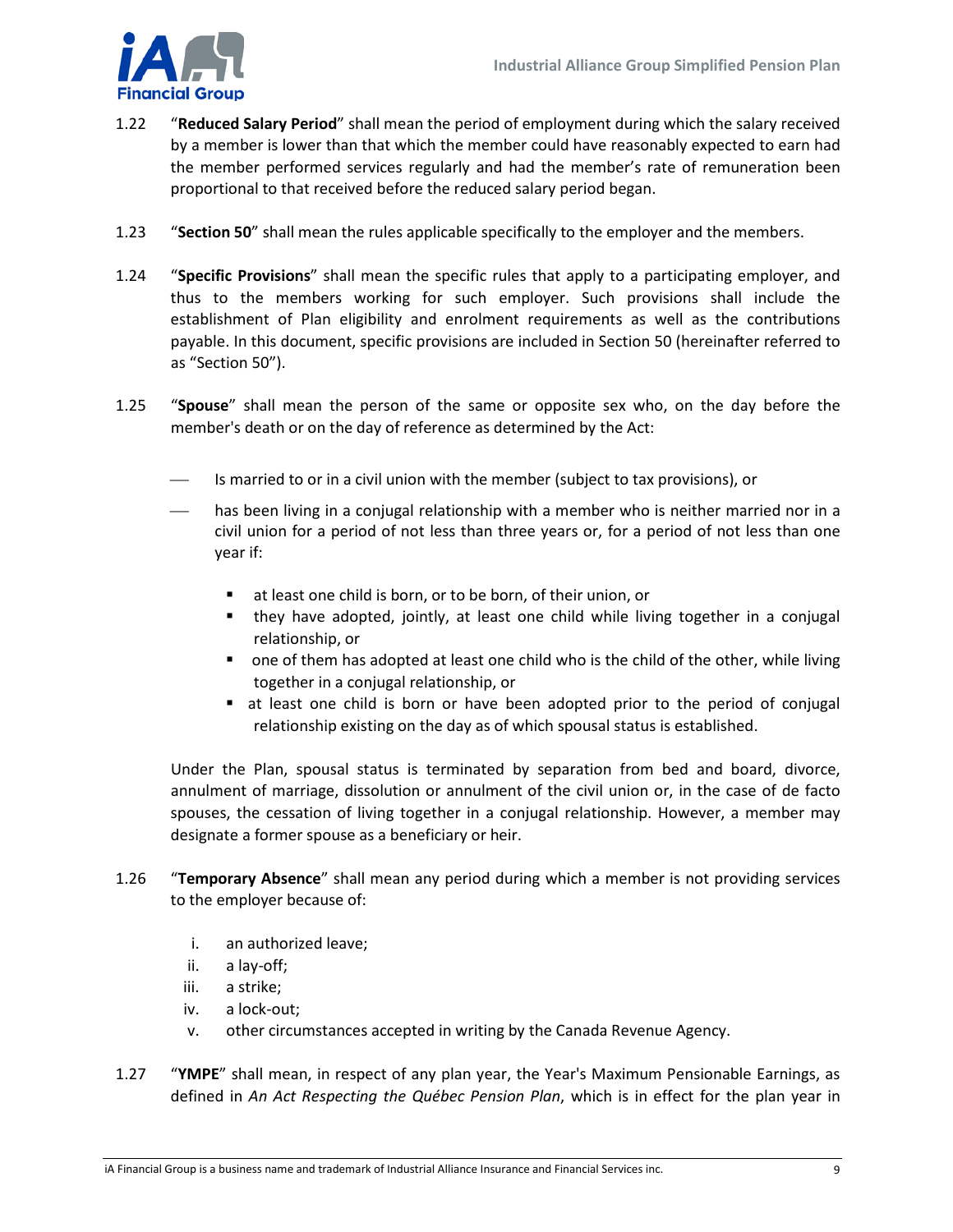1.22 “**Reduced Salary Period**” shall mean the period of employment during which the salary received by a member is lower than that which the member could have reasonably expected to earn had the member performed services regularly and had the member’s rate of remuneration been proportional to that received before the reduced salary period began.

1.23 “**Section 50**” shall mean the rules applicable specifically to the employer and the members.

1.24 “**Specific Provisions**” shall mean the specific rules that apply to a participating employer, and thus to the members working for such employer. Such provisions shall include the establishment of Plan eligibility and enrolment requirements as well as the contributions payable. In this document, specific provisions are included in Section 50 (hereinafter referred to as “Section 50”).

1.25 “**Spouse**” shall mean the person of the same or opposite sex who, on the day before the member's death or on the day of reference as determined by the Act:

- Is married to or in a civil union with the member (subject to tax provisions), or
- has been living in a conjugal relationship with a member who is neither married nor in a civil union for a period of not less than three years or, for a period of not less than one year if:
  - at least one child is born, or to be born, of their union, or
  - they have adopted, jointly, at least one child while living together in a conjugal relationship, or
  - one of them has adopted at least one child who is the child of the other, while living together in a conjugal relationship, or
  - at least one child is born or have been adopted prior to the period of conjugal relationship existing on the day as of which spousal status is established.

Under the Plan, spousal status is terminated by separation from bed and board, divorce, annulment of marriage, dissolution or annulment of the civil union or, in the case of de facto spouses, the cessation of living together in a conjugal relationship. However, a member may designate a former spouse as a beneficiary or heir.

1.26 “**Temporary Absence**” shall mean any period during which a member is not providing services to the employer because of:

i. an authorized leave;
ii. a lay-off;
iii. a strike;
iv. a lock-out;
v. other circumstances accepted in writing by the Canada Revenue Agency.

1.27 “**YMPE**” shall mean, in respect of any plan year, the Year's Maximum Pensionable Earnings, as defined in *An Act Respecting the Québec Pension Plan*, which is in effect for the plan year in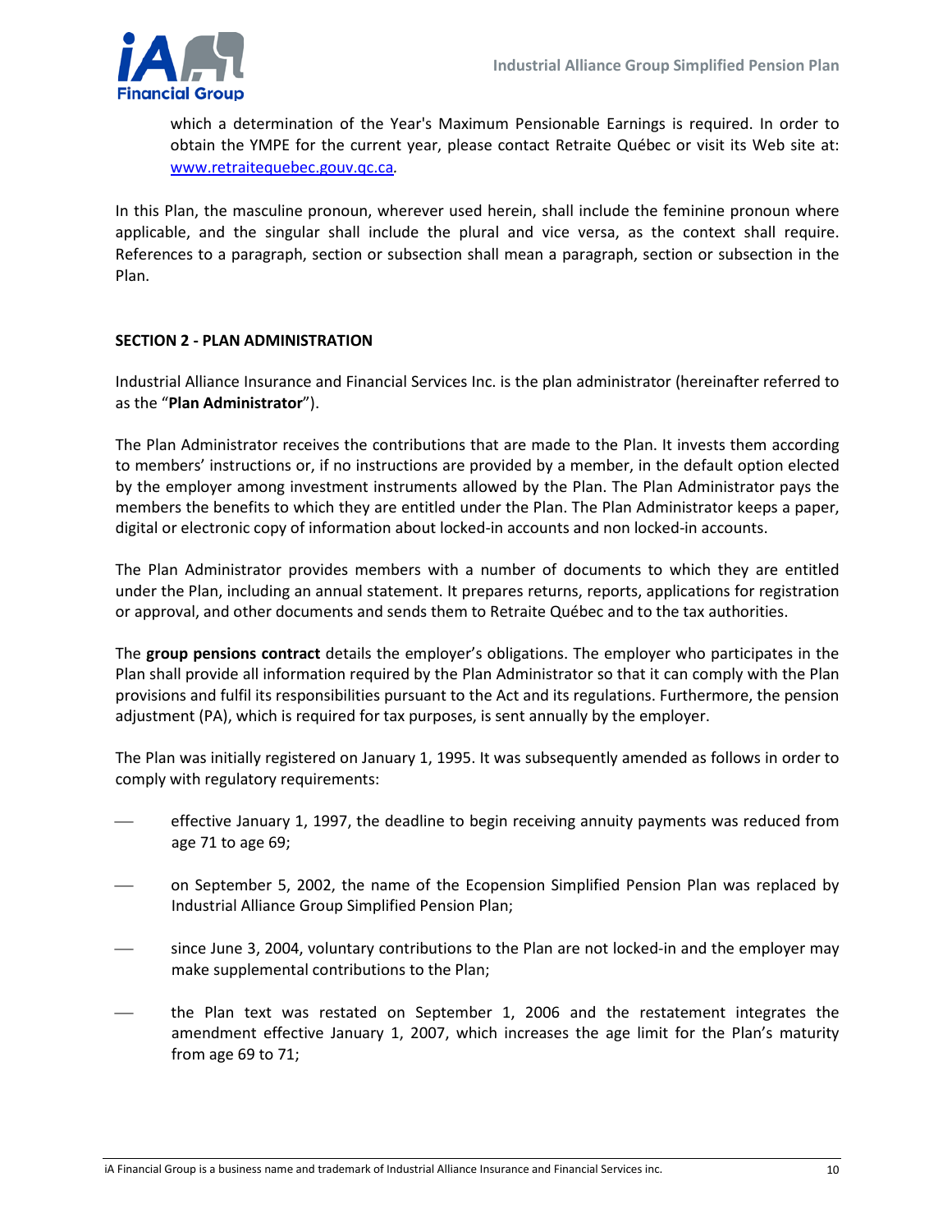which a determination of the Year's Maximum Pensionable Earnings is required. In order to obtain the YMPE for the current year, please contact Retraite Québec or visit its Web site at: www.retraitequebec.gouv.qc.ca.

In this Plan, the masculine pronoun, wherever used herein, shall include the feminine pronoun where applicable, and the singular shall include the plural and vice versa, as the context shall require. References to a paragraph, section or subsection shall mean a paragraph, section or subsection in the Plan.

## SECTION 2 - PLAN ADMINISTRATION

Industrial Alliance Insurance and Financial Services Inc. is the plan administrator (hereinafter referred to as the "**Plan Administrator**").

The Plan Administrator receives the contributions that are made to the Plan. It invests them according to members' instructions or, if no instructions are provided by a member, in the default option elected by the employer among investment instruments allowed by the Plan. The Plan Administrator pays the members the benefits to which they are entitled under the Plan. The Plan Administrator keeps a paper, digital or electronic copy of information about locked-in accounts and non locked-in accounts.

The Plan Administrator provides members with a number of documents to which they are entitled under the Plan, including an annual statement. It prepares returns, reports, applications for registration or approval, and other documents and sends them to Retraite Québec and to the tax authorities.

The **group pensions contract** details the employer's obligations. The employer who participates in the Plan shall provide all information required by the Plan Administrator so that it can comply with the Plan provisions and fulfil its responsibilities pursuant to the Act and its regulations. Furthermore, the pension adjustment (PA), which is required for tax purposes, is sent annually by the employer.

The Plan was initially registered on January 1, 1995. It was subsequently amended as follows in order to comply with regulatory requirements:

- effective January 1, 1997, the deadline to begin receiving annuity payments was reduced from age 71 to age 69;
- on September 5, 2002, the name of the Ecopension Simplified Pension Plan was replaced by Industrial Alliance Group Simplified Pension Plan;
- since June 3, 2004, voluntary contributions to the Plan are not locked-in and the employer may make supplemental contributions to the Plan;
- the Plan text was restated on September 1, 2006 and the restatement integrates the amendment effective January 1, 2007, which increases the age limit for the Plan's maturity from age 69 to 71;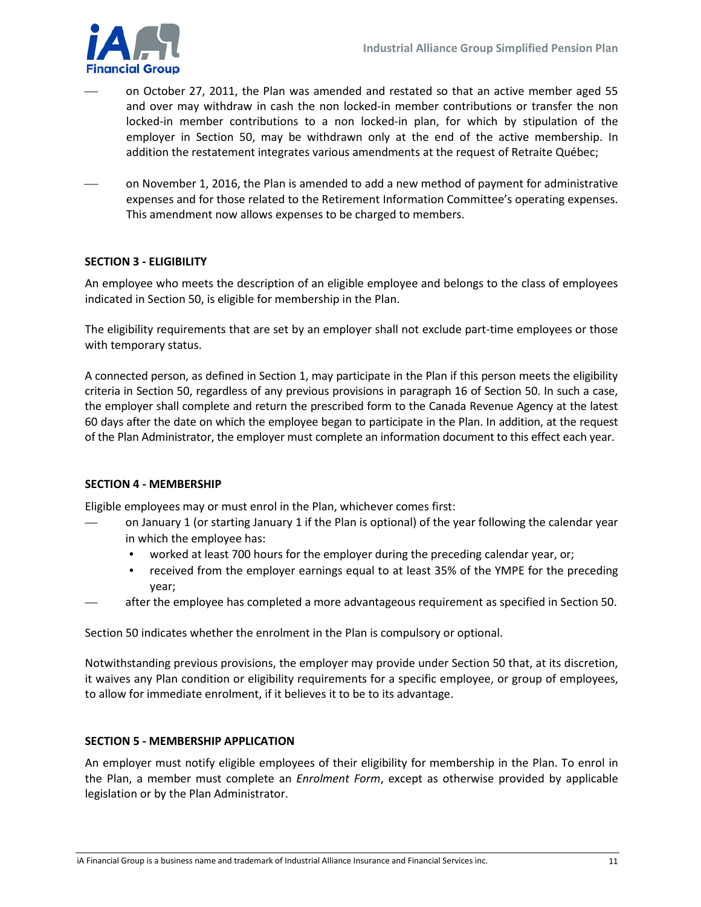- on October 27, 2011, the Plan was amended and restated so that an active member aged 55 and over may withdraw in cash the non locked-in member contributions or transfer the non locked-in member contributions to a non locked-in plan, for which by stipulation of the employer in Section 50, may be withdrawn only at the end of the active membership. In addition the restatement integrates various amendments at the request of Retraite Québec;

- on November 1, 2016, the Plan is amended to add a new method of payment for administrative expenses and for those related to the Retirement Information Committee's operating expenses. This amendment now allows expenses to be charged to members.

**SECTION 3 - ELIGIBILITY**

An employee who meets the description of an eligible employee and belongs to the class of employees indicated in Section 50, is eligible for membership in the Plan.

The eligibility requirements that are set by an employer shall not exclude part-time employees or those with temporary status.

A connected person, as defined in Section 1, may participate in the Plan if this person meets the eligibility criteria in Section 50, regardless of any previous provisions in paragraph 16 of Section 50. In such a case, the employer shall complete and return the prescribed form to the Canada Revenue Agency at the latest 60 days after the date on which the employee began to participate in the Plan. In addition, at the request of the Plan Administrator, the employer must complete an information document to this effect each year.

**SECTION 4 - MEMBERSHIP**

Eligible employees may or must enrol in the Plan, whichever comes first:

- on January 1 (or starting January 1 if the Plan is optional) of the year following the calendar year in which the employee has:
  - worked at least 700 hours for the employer during the preceding calendar year, or;
  - received from the employer earnings equal to at least 35% of the YMPE for the preceding year;
- after the employee has completed a more advantageous requirement as specified in Section 50.

Section 50 indicates whether the enrolment in the Plan is compulsory or optional.

Notwithstanding previous provisions, the employer may provide under Section 50 that, at its discretion, it waives any Plan condition or eligibility requirements for a specific employee, or group of employees, to allow for immediate enrolment, if it believes it to be to its advantage.

**SECTION 5 - MEMBERSHIP APPLICATION**

An employer must notify eligible employees of their eligibility for membership in the Plan. To enrol in the Plan, a member must complete an *Enrolment Form*, except as otherwise provided by applicable legislation or by the Plan Administrator.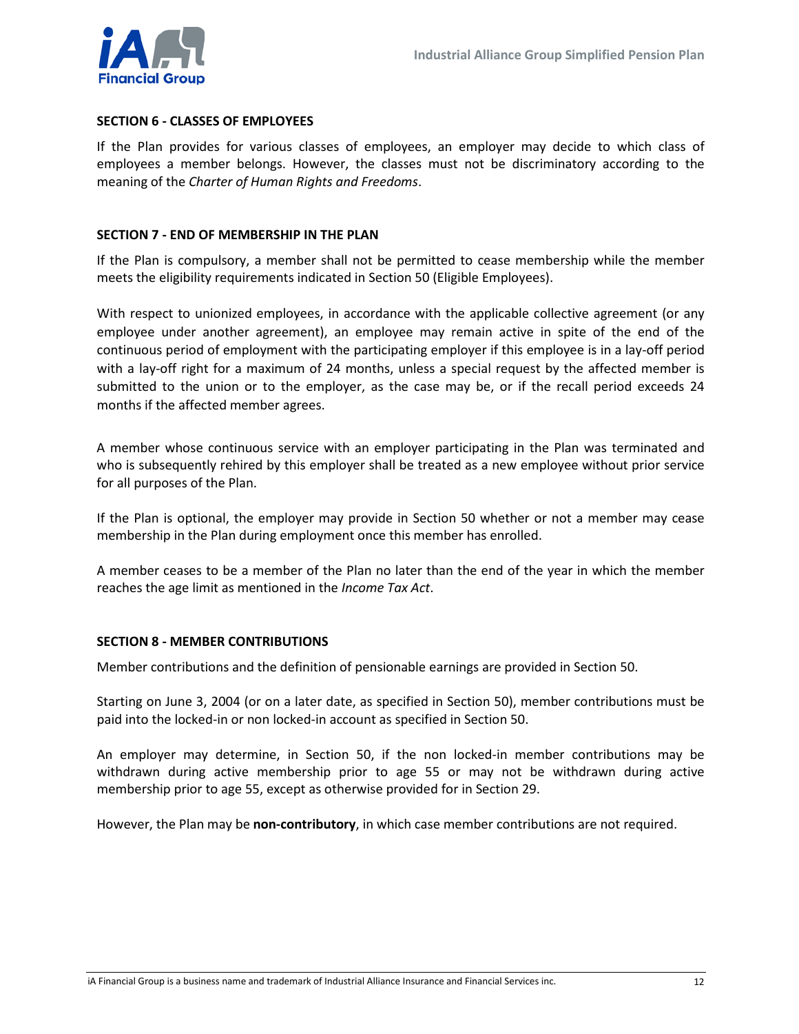### SECTION 6 - CLASSES OF EMPLOYEES

If the Plan provides for various classes of employees, an employer may decide to which class of employees a member belongs. However, the classes must not be discriminatory according to the meaning of the *Charter of Human Rights and Freedoms*.

### SECTION 7 - END OF MEMBERSHIP IN THE PLAN

If the Plan is compulsory, a member shall not be permitted to cease membership while the member meets the eligibility requirements indicated in Section 50 (Eligible Employees).

With respect to unionized employees, in accordance with the applicable collective agreement (or any employee under another agreement), an employee may remain active in spite of the end of the continuous period of employment with the participating employer if this employee is in a lay-off period with a lay-off right for a maximum of 24 months, unless a special request by the affected member is submitted to the union or to the employer, as the case may be, or if the recall period exceeds 24 months if the affected member agrees.

A member whose continuous service with an employer participating in the Plan was terminated and who is subsequently rehired by this employer shall be treated as a new employee without prior service for all purposes of the Plan.

If the Plan is optional, the employer may provide in Section 50 whether or not a member may cease membership in the Plan during employment once this member has enrolled.

A member ceases to be a member of the Plan no later than the end of the year in which the member reaches the age limit as mentioned in the *Income Tax Act*.

### SECTION 8 - MEMBER CONTRIBUTIONS

Member contributions and the definition of pensionable earnings are provided in Section 50.

Starting on June 3, 2004 (or on a later date, as specified in Section 50), member contributions must be paid into the locked-in or non locked-in account as specified in Section 50.

An employer may determine, in Section 50, if the non locked-in member contributions may be withdrawn during active membership prior to age 55 or may not be withdrawn during active membership prior to age 55, except as otherwise provided for in Section 29.

However, the Plan may be **non-contributory**, in which case member contributions are not required.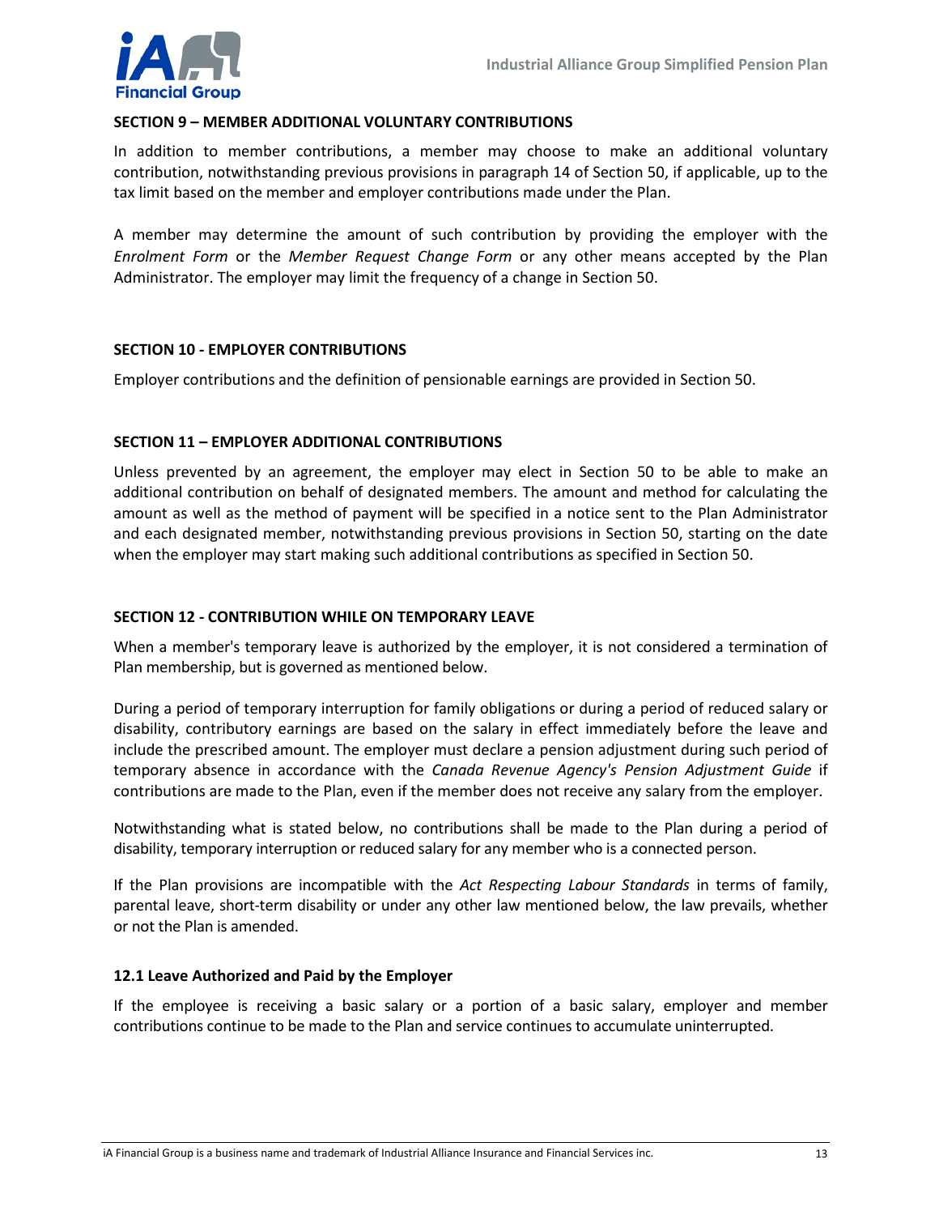### SECTION 9 – MEMBER ADDITIONAL VOLUNTARY CONTRIBUTIONS

In addition to member contributions, a member may choose to make an additional voluntary contribution, notwithstanding previous provisions in paragraph 14 of Section 50, if applicable, up to the tax limit based on the member and employer contributions made under the Plan.

A member may determine the amount of such contribution by providing the employer with the *Enrolment Form* or the *Member Request Change Form* or any other means accepted by the Plan Administrator. The employer may limit the frequency of a change in Section 50.

### SECTION 10 - EMPLOYER CONTRIBUTIONS

Employer contributions and the definition of pensionable earnings are provided in Section 50.

### SECTION 11 – EMPLOYER ADDITIONAL CONTRIBUTIONS

Unless prevented by an agreement, the employer may elect in Section 50 to be able to make an additional contribution on behalf of designated members. The amount and method for calculating the amount as well as the method of payment will be specified in a notice sent to the Plan Administrator and each designated member, notwithstanding previous provisions in Section 50, starting on the date when the employer may start making such additional contributions as specified in Section 50.

### SECTION 12 - CONTRIBUTION WHILE ON TEMPORARY LEAVE

When a member's temporary leave is authorized by the employer, it is not considered a termination of Plan membership, but is governed as mentioned below.

During a period of temporary interruption for family obligations or during a period of reduced salary or disability, contributory earnings are based on the salary in effect immediately before the leave and include the prescribed amount. The employer must declare a pension adjustment during such period of temporary absence in accordance with the *Canada Revenue Agency's Pension Adjustment Guide* if contributions are made to the Plan, even if the member does not receive any salary from the employer.

Notwithstanding what is stated below, no contributions shall be made to the Plan during a period of disability, temporary interruption or reduced salary for any member who is a connected person.

If the Plan provisions are incompatible with the *Act Respecting Labour Standards* in terms of family, parental leave, short-term disability or under any other law mentioned below, the law prevails, whether or not the Plan is amended.

#### 12.1 Leave Authorized and Paid by the Employer

If the employee is receiving a basic salary or a portion of a basic salary, employer and member contributions continue to be made to the Plan and service continues to accumulate uninterrupted.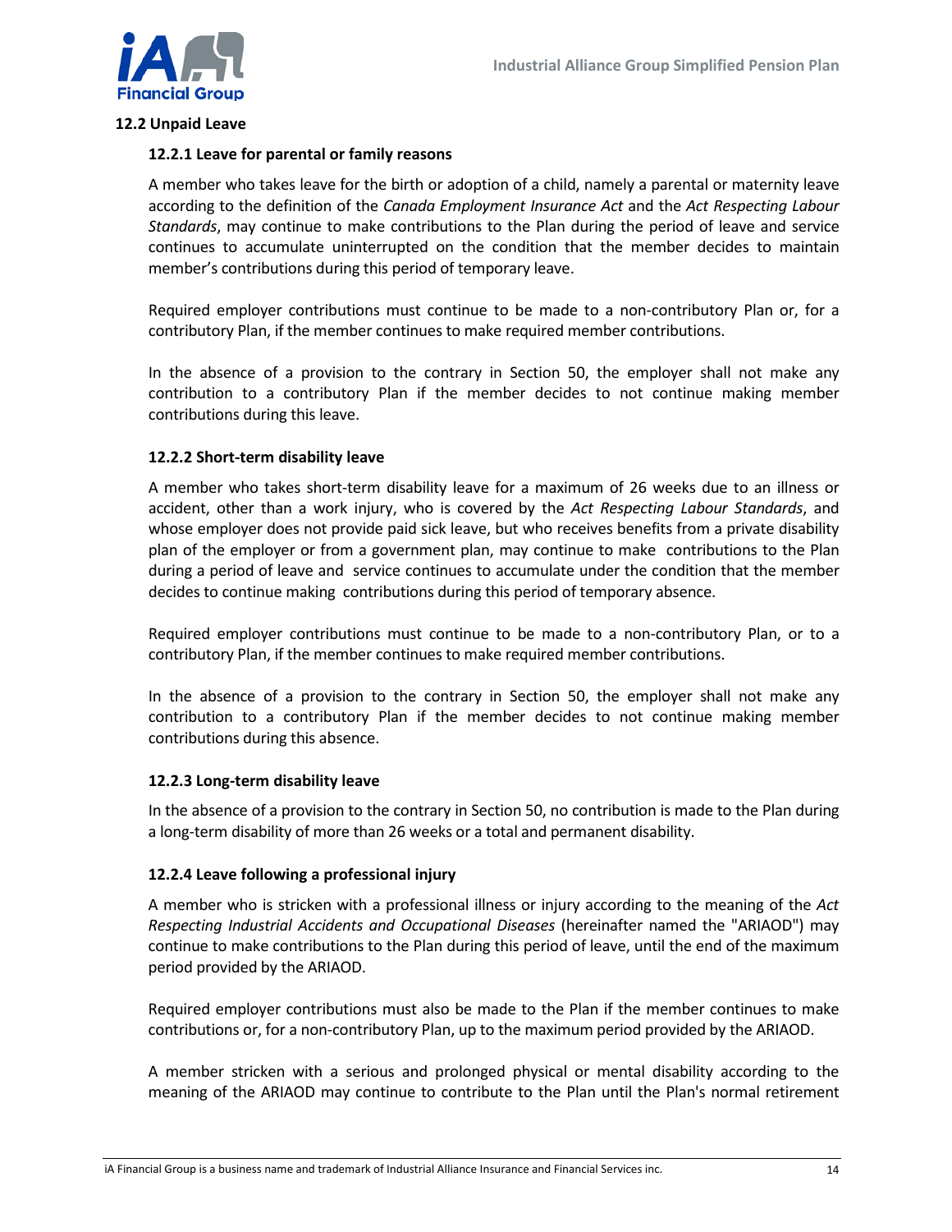## 12.2 Unpaid Leave

### 12.2.1 Leave for parental or family reasons

A member who takes leave for the birth or adoption of a child, namely a parental or maternity leave according to the definition of the *Canada Employment Insurance Act* and the *Act Respecting Labour Standards*, may continue to make contributions to the Plan during the period of leave and service continues to accumulate uninterrupted on the condition that the member decides to maintain member's contributions during this period of temporary leave.

Required employer contributions must continue to be made to a non-contributory Plan or, for a contributory Plan, if the member continues to make required member contributions.

In the absence of a provision to the contrary in Section 50, the employer shall not make any contribution to a contributory Plan if the member decides to not continue making member contributions during this leave.

### 12.2.2 Short-term disability leave

A member who takes short-term disability leave for a maximum of 26 weeks due to an illness or accident, other than a work injury, who is covered by the *Act Respecting Labour Standards*, and whose employer does not provide paid sick leave, but who receives benefits from a private disability plan of the employer or from a government plan, may continue to make contributions to the Plan during a period of leave and service continues to accumulate under the condition that the member decides to continue making contributions during this period of temporary absence.

Required employer contributions must continue to be made to a non-contributory Plan, or to a contributory Plan, if the member continues to make required member contributions.

In the absence of a provision to the contrary in Section 50, the employer shall not make any contribution to a contributory Plan if the member decides to not continue making member contributions during this absence.

### 12.2.3 Long-term disability leave

In the absence of a provision to the contrary in Section 50, no contribution is made to the Plan during a long-term disability of more than 26 weeks or a total and permanent disability.

### 12.2.4 Leave following a professional injury

A member who is stricken with a professional illness or injury according to the meaning of the *Act Respecting Industrial Accidents and Occupational Diseases* (hereinafter named the "ARIAOD") may continue to make contributions to the Plan during this period of leave, until the end of the maximum period provided by the ARIAOD.

Required employer contributions must also be made to the Plan if the member continues to make contributions or, for a non-contributory Plan, up to the maximum period provided by the ARIAOD.

A member stricken with a serious and prolonged physical or mental disability according to the meaning of the ARIAOD may continue to contribute to the Plan until the Plan's normal retirement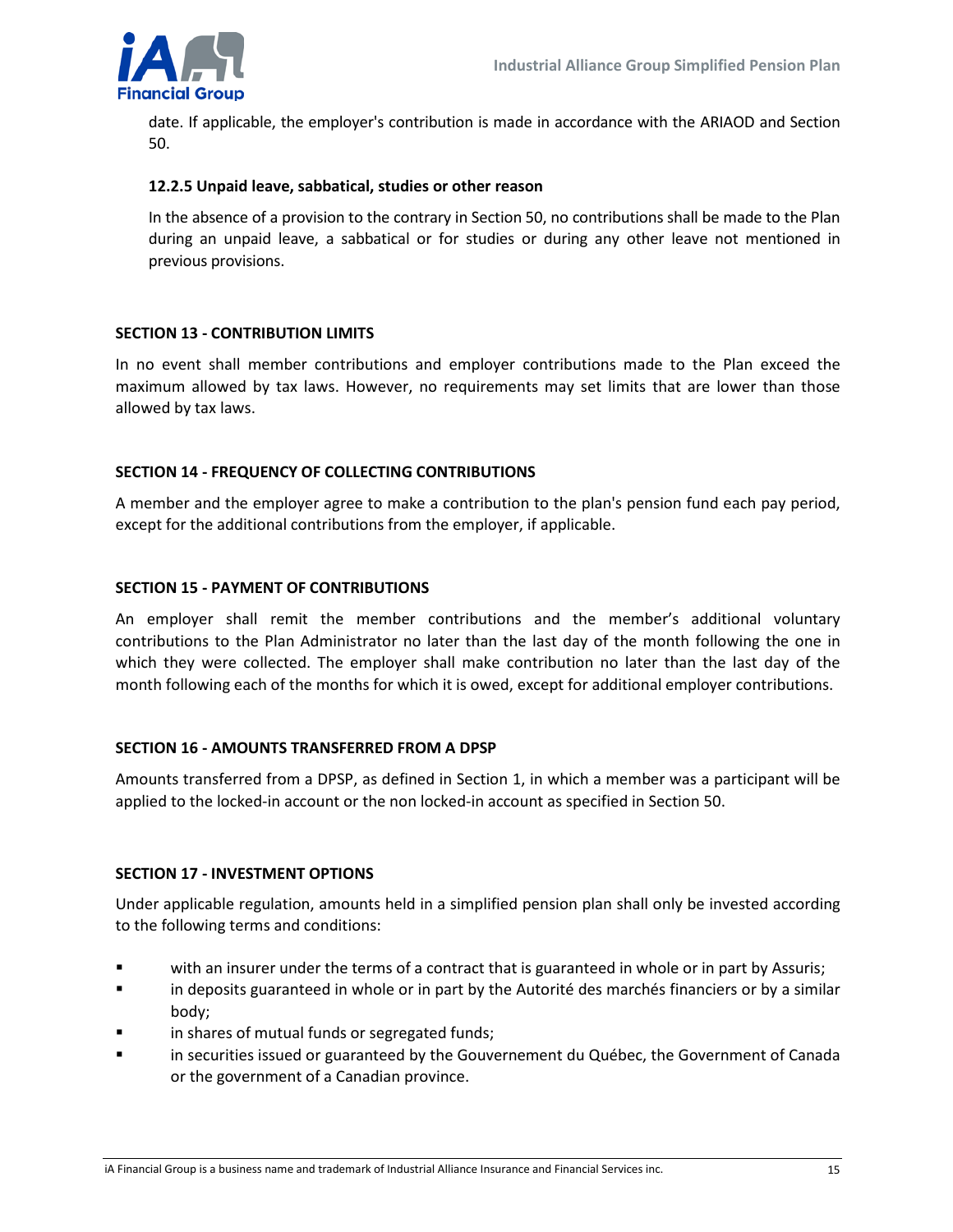date. If applicable, the employer's contribution is made in accordance with the ARIAOD and Section 50.

#### 12.2.5 Unpaid leave, sabbatical, studies or other reason

In the absence of a provision to the contrary in Section 50, no contributions shall be made to the Plan during an unpaid leave, a sabbatical or for studies or during any other leave not mentioned in previous provisions.

## SECTION 13 - CONTRIBUTION LIMITS

In no event shall member contributions and employer contributions made to the Plan exceed the maximum allowed by tax laws. However, no requirements may set limits that are lower than those allowed by tax laws.

## SECTION 14 - FREQUENCY OF COLLECTING CONTRIBUTIONS

A member and the employer agree to make a contribution to the plan's pension fund each pay period, except for the additional contributions from the employer, if applicable.

## SECTION 15 - PAYMENT OF CONTRIBUTIONS

An employer shall remit the member contributions and the member's additional voluntary contributions to the Plan Administrator no later than the last day of the month following the one in which they were collected. The employer shall make contribution no later than the last day of the month following each of the months for which it is owed, except for additional employer contributions.

## SECTION 16 - AMOUNTS TRANSFERRED FROM A DPSP

Amounts transferred from a DPSP, as defined in Section 1, in which a member was a participant will be applied to the locked-in account or the non locked-in account as specified in Section 50.

## SECTION 17 - INVESTMENT OPTIONS

Under applicable regulation, amounts held in a simplified pension plan shall only be invested according to the following terms and conditions:

- with an insurer under the terms of a contract that is guaranteed in whole or in part by Assuris;
- in deposits guaranteed in whole or in part by the Autorité des marchés financiers or by a similar body;
- in shares of mutual funds or segregated funds;
- in securities issued or guaranteed by the Gouvernement du Québec, the Government of Canada or the government of a Canadian province.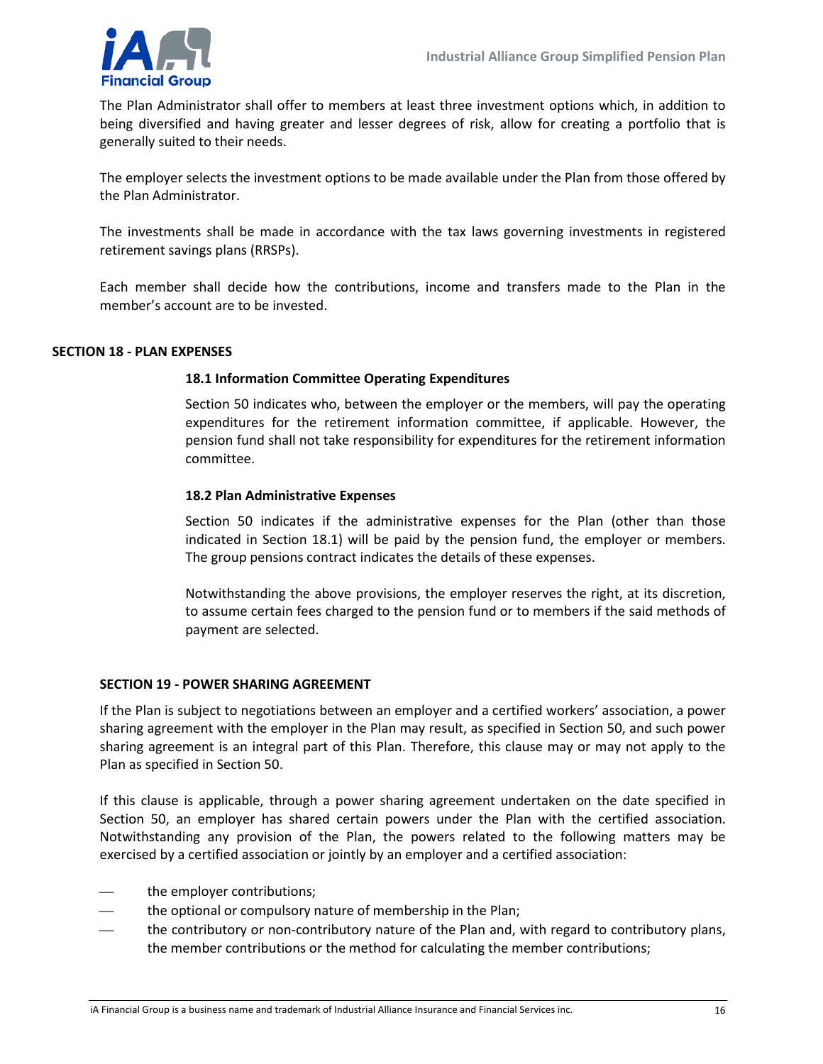The Plan Administrator shall offer to members at least three investment options which, in addition to being diversified and having greater and lesser degrees of risk, allow for creating a portfolio that is generally suited to their needs.

The employer selects the investment options to be made available under the Plan from those offered by the Plan Administrator.

The investments shall be made in accordance with the tax laws governing investments in registered retirement savings plans (RRSPs).

Each member shall decide how the contributions, income and transfers made to the Plan in the member's account are to be invested.

## SECTION 18 - PLAN EXPENSES

### 18.1 Information Committee Operating Expenditures

Section 50 indicates who, between the employer or the members, will pay the operating expenditures for the retirement information committee, if applicable. However, the pension fund shall not take responsibility for expenditures for the retirement information committee.

### 18.2 Plan Administrative Expenses

Section 50 indicates if the administrative expenses for the Plan (other than those indicated in Section 18.1) will be paid by the pension fund, the employer or members. The group pensions contract indicates the details of these expenses.

Notwithstanding the above provisions, the employer reserves the right, at its discretion, to assume certain fees charged to the pension fund or to members if the said methods of payment are selected.

## SECTION 19 - POWER SHARING AGREEMENT

If the Plan is subject to negotiations between an employer and a certified workers' association, a power sharing agreement with the employer in the Plan may result, as specified in Section 50, and such power sharing agreement is an integral part of this Plan. Therefore, this clause may or may not apply to the Plan as specified in Section 50.

If this clause is applicable, through a power sharing agreement undertaken on the date specified in Section 50, an employer has shared certain powers under the Plan with the certified association. Notwithstanding any provision of the Plan, the powers related to the following matters may be exercised by a certified association or jointly by an employer and a certified association:

- the employer contributions;
- the optional or compulsory nature of membership in the Plan;
- the contributory or non-contributory nature of the Plan and, with regard to contributory plans, the member contributions or the method for calculating the member contributions;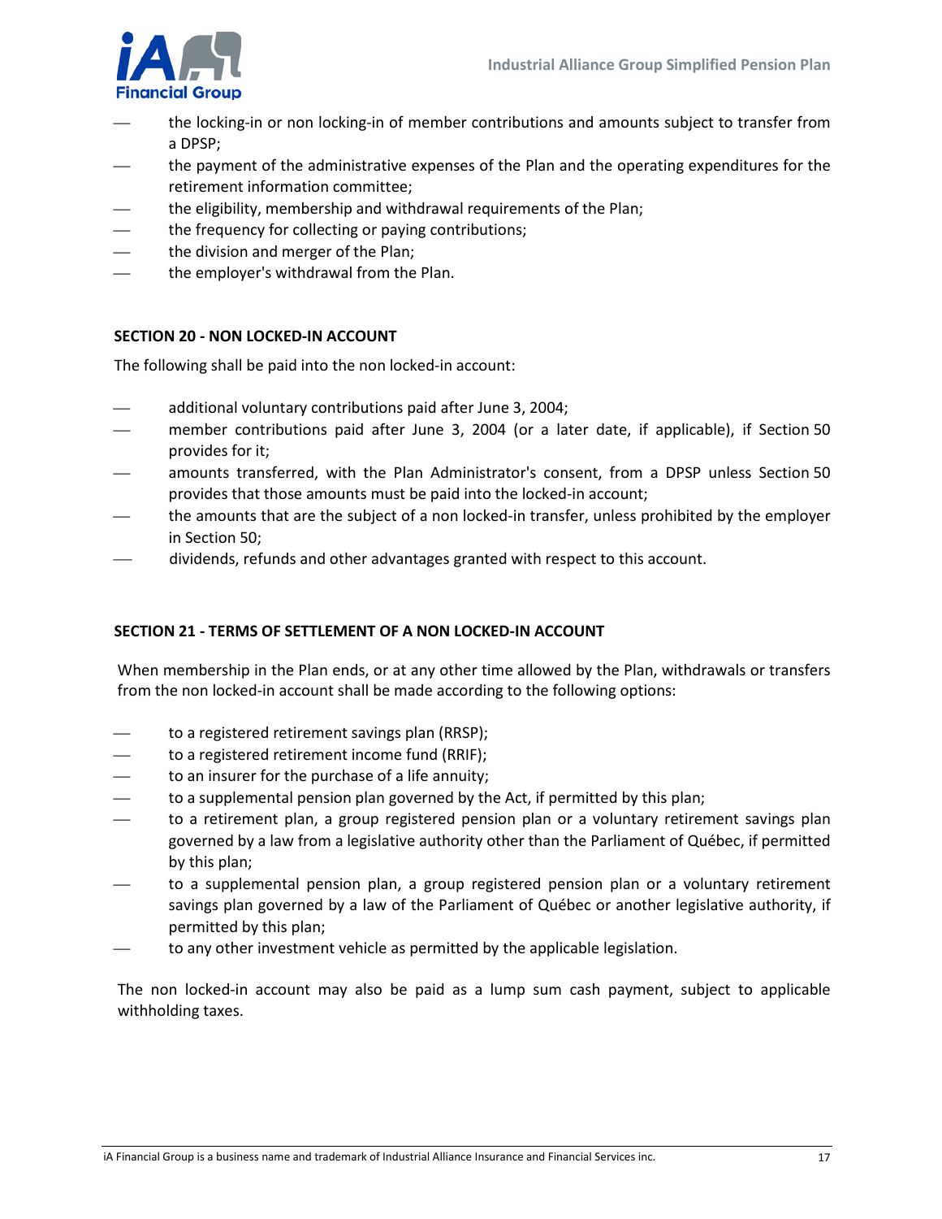- the locking-in or non locking-in of member contributions and amounts subject to transfer from a DPSP;
- the payment of the administrative expenses of the Plan and the operating expenditures for the retirement information committee;
- the eligibility, membership and withdrawal requirements of the Plan;
- the frequency for collecting or paying contributions;
- the division and merger of the Plan;
- the employer's withdrawal from the Plan.

## SECTION 20 - NON LOCKED-IN ACCOUNT

The following shall be paid into the non locked-in account:

- additional voluntary contributions paid after June 3, 2004;
- member contributions paid after June 3, 2004 (or a later date, if applicable), if Section 50 provides for it;
- amounts transferred, with the Plan Administrator's consent, from a DPSP unless Section 50 provides that those amounts must be paid into the locked-in account;
- the amounts that are the subject of a non locked-in transfer, unless prohibited by the employer in Section 50;
- dividends, refunds and other advantages granted with respect to this account.

## SECTION 21 - TERMS OF SETTLEMENT OF A NON LOCKED-IN ACCOUNT

When membership in the Plan ends, or at any other time allowed by the Plan, withdrawals or transfers from the non locked-in account shall be made according to the following options:

- to a registered retirement savings plan (RRSP);
- to a registered retirement income fund (RRIF);
- to an insurer for the purchase of a life annuity;
- to a supplemental pension plan governed by the Act, if permitted by this plan;
- to a retirement plan, a group registered pension plan or a voluntary retirement savings plan governed by a law from a legislative authority other than the Parliament of Québec, if permitted by this plan;
- to a supplemental pension plan, a group registered pension plan or a voluntary retirement savings plan governed by a law of the Parliament of Québec or another legislative authority, if permitted by this plan;
- to any other investment vehicle as permitted by the applicable legislation.

The non locked-in account may also be paid as a lump sum cash payment, subject to applicable withholding taxes.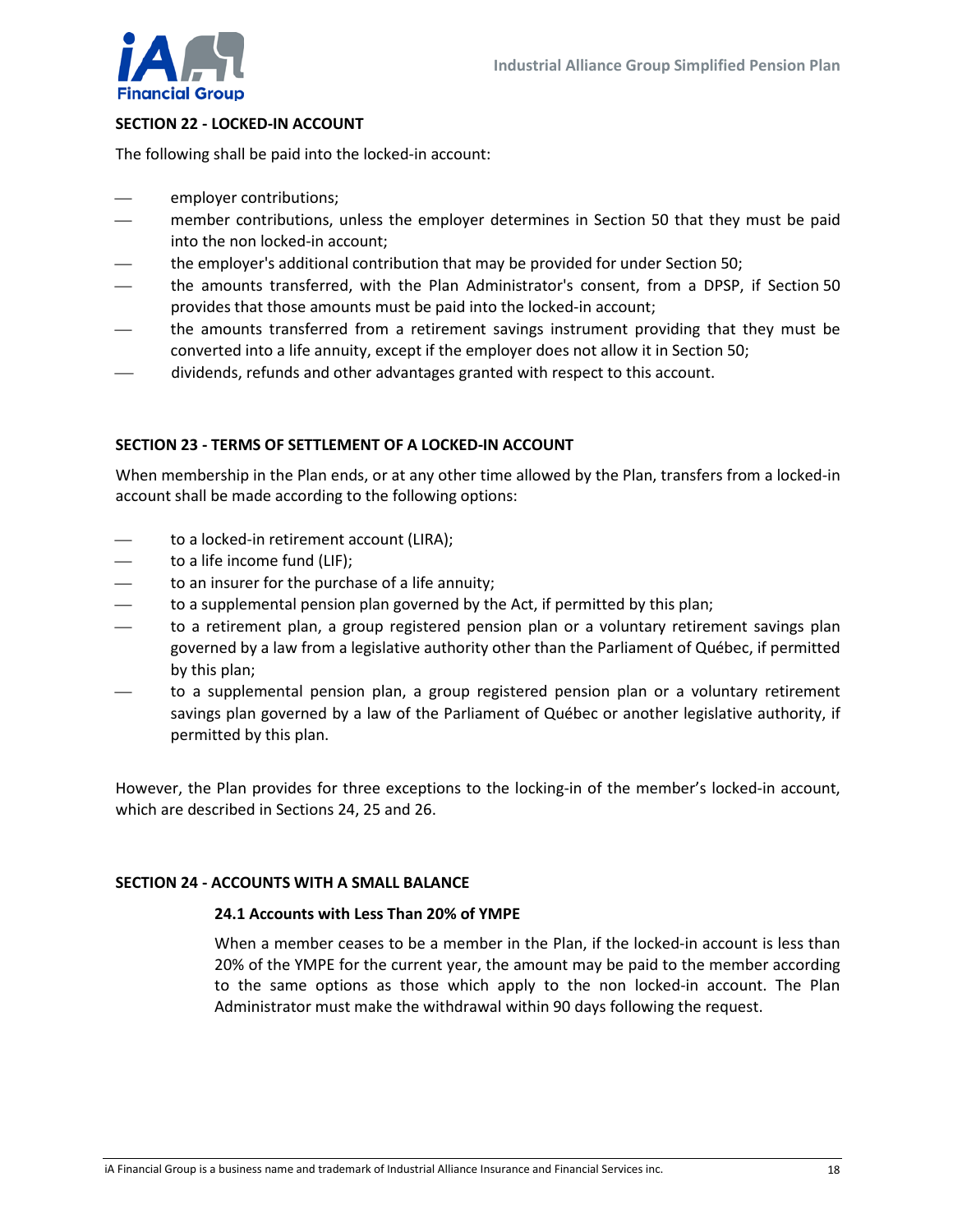## SECTION 22 - LOCKED-IN ACCOUNT

The following shall be paid into the locked-in account:

- employer contributions;
- member contributions, unless the employer determines in Section 50 that they must be paid into the non locked-in account;
- the employer's additional contribution that may be provided for under Section 50;
- the amounts transferred, with the Plan Administrator's consent, from a DPSP, if Section 50 provides that those amounts must be paid into the locked-in account;
- the amounts transferred from a retirement savings instrument providing that they must be converted into a life annuity, except if the employer does not allow it in Section 50;
- dividends, refunds and other advantages granted with respect to this account.

## SECTION 23 - TERMS OF SETTLEMENT OF A LOCKED-IN ACCOUNT

When membership in the Plan ends, or at any other time allowed by the Plan, transfers from a locked-in account shall be made according to the following options:

- to a locked-in retirement account (LIRA);
- to a life income fund (LIF);
- to an insurer for the purchase of a life annuity;
- to a supplemental pension plan governed by the Act, if permitted by this plan;
- to a retirement plan, a group registered pension plan or a voluntary retirement savings plan governed by a law from a legislative authority other than the Parliament of Québec, if permitted by this plan;
- to a supplemental pension plan, a group registered pension plan or a voluntary retirement savings plan governed by a law of the Parliament of Québec or another legislative authority, if permitted by this plan.

However, the Plan provides for three exceptions to the locking-in of the member's locked-in account, which are described in Sections 24, 25 and 26.

## SECTION 24 - ACCOUNTS WITH A SMALL BALANCE

### 24.1 Accounts with Less Than 20% of YMPE

When a member ceases to be a member in the Plan, if the locked-in account is less than 20% of the YMPE for the current year, the amount may be paid to the member according to the same options as those which apply to the non locked-in account. The Plan Administrator must make the withdrawal within 90 days following the request.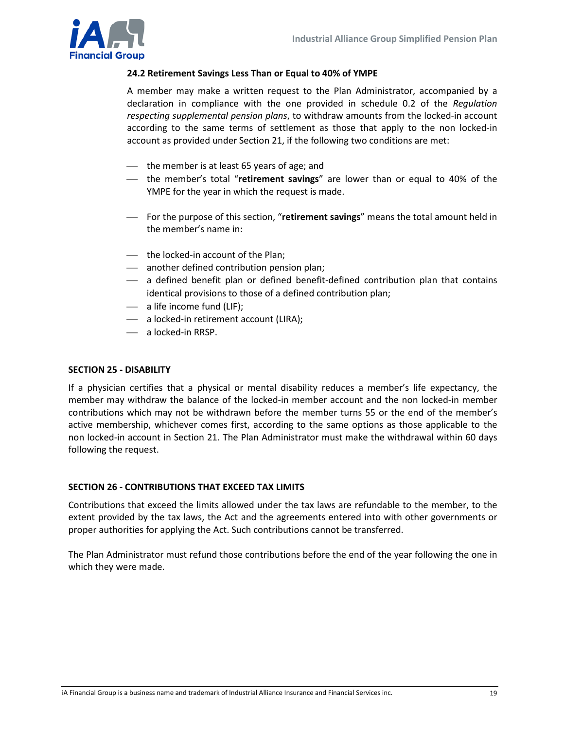### 24.2 Retirement Savings Less Than or Equal to 40% of YMPE

A member may make a written request to the Plan Administrator, accompanied by a declaration in compliance with the one provided in schedule 0.2 of the *Regulation respecting supplemental pension plans*, to withdraw amounts from the locked-in account according to the same terms of settlement as those that apply to the non locked-in account as provided under Section 21, if the following two conditions are met:

- the member is at least 65 years of age; and
- the member's total "**retirement savings**" are lower than or equal to 40% of the YMPE for the year in which the request is made.

- For the purpose of this section, "**retirement savings**" means the total amount held in the member's name in:

- the locked-in account of the Plan;
- another defined contribution pension plan;
- a defined benefit plan or defined benefit-defined contribution plan that contains identical provisions to those of a defined contribution plan;
- a life income fund (LIF);
- a locked-in retirement account (LIRA);
- a locked-in RRSP.

## SECTION 25 - DISABILITY

If a physician certifies that a physical or mental disability reduces a member's life expectancy, the member may withdraw the balance of the locked-in member account and the non locked-in member contributions which may not be withdrawn before the member turns 55 or the end of the member's active membership, whichever comes first, according to the same options as those applicable to the non locked-in account in Section 21. The Plan Administrator must make the withdrawal within 60 days following the request.

## SECTION 26 - CONTRIBUTIONS THAT EXCEED TAX LIMITS

Contributions that exceed the limits allowed under the tax laws are refundable to the member, to the extent provided by the tax laws, the Act and the agreements entered into with other governments or proper authorities for applying the Act. Such contributions cannot be transferred.

The Plan Administrator must refund those contributions before the end of the year following the one in which they were made.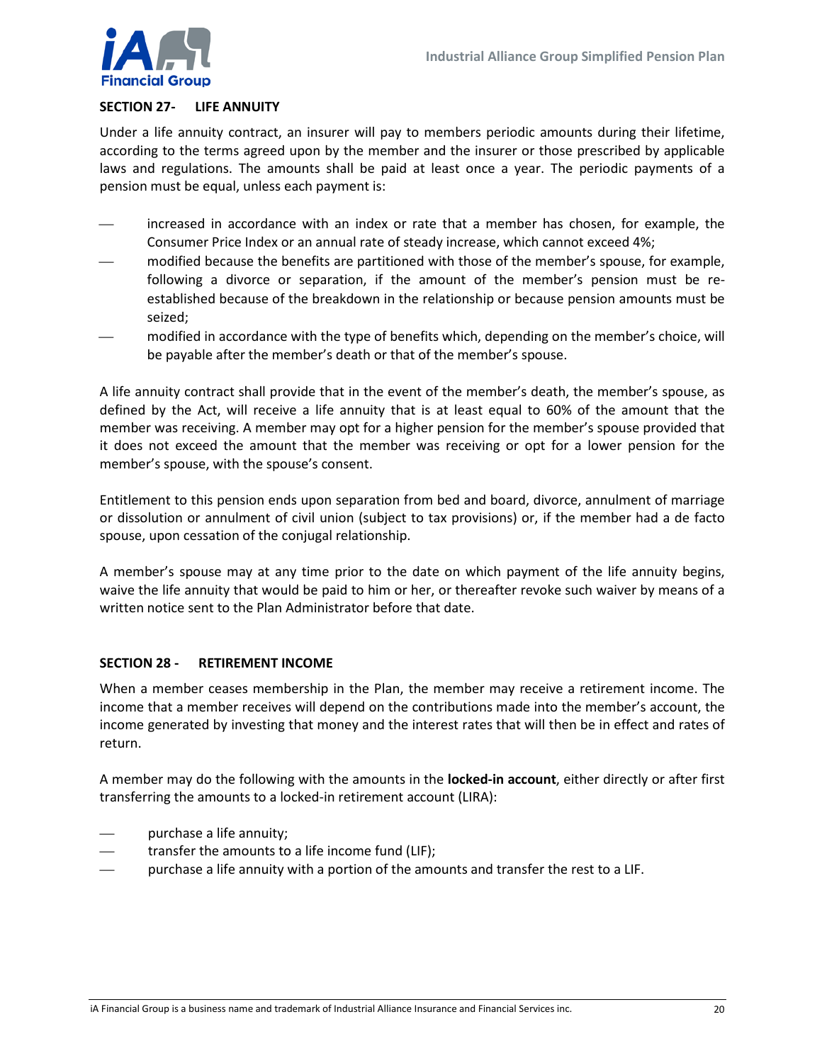## SECTION 27- LIFE ANNUITY

Under a life annuity contract, an insurer will pay to members periodic amounts during their lifetime, according to the terms agreed upon by the member and the insurer or those prescribed by applicable laws and regulations. The amounts shall be paid at least once a year. The periodic payments of a pension must be equal, unless each payment is:

- increased in accordance with an index or rate that a member has chosen, for example, the Consumer Price Index or an annual rate of steady increase, which cannot exceed 4%;
- modified because the benefits are partitioned with those of the member's spouse, for example, following a divorce or separation, if the amount of the member's pension must be re-established because of the breakdown in the relationship or because pension amounts must be seized;
- modified in accordance with the type of benefits which, depending on the member's choice, will be payable after the member's death or that of the member's spouse.

A life annuity contract shall provide that in the event of the member's death, the member's spouse, as defined by the Act, will receive a life annuity that is at least equal to 60% of the amount that the member was receiving. A member may opt for a higher pension for the member's spouse provided that it does not exceed the amount that the member was receiving or opt for a lower pension for the member's spouse, with the spouse's consent.

Entitlement to this pension ends upon separation from bed and board, divorce, annulment of marriage or dissolution or annulment of civil union (subject to tax provisions) or, if the member had a de facto spouse, upon cessation of the conjugal relationship.

A member's spouse may at any time prior to the date on which payment of the life annuity begins, waive the life annuity that would be paid to him or her, or thereafter revoke such waiver by means of a written notice sent to the Plan Administrator before that date.

## SECTION 28 - RETIREMENT INCOME

When a member ceases membership in the Plan, the member may receive a retirement income. The income that a member receives will depend on the contributions made into the member's account, the income generated by investing that money and the interest rates that will then be in effect and rates of return.

A member may do the following with the amounts in the **locked-in account**, either directly or after first transferring the amounts to a locked-in retirement account (LIRA):

- purchase a life annuity;
- transfer the amounts to a life income fund (LIF);
- purchase a life annuity with a portion of the amounts and transfer the rest to a LIF.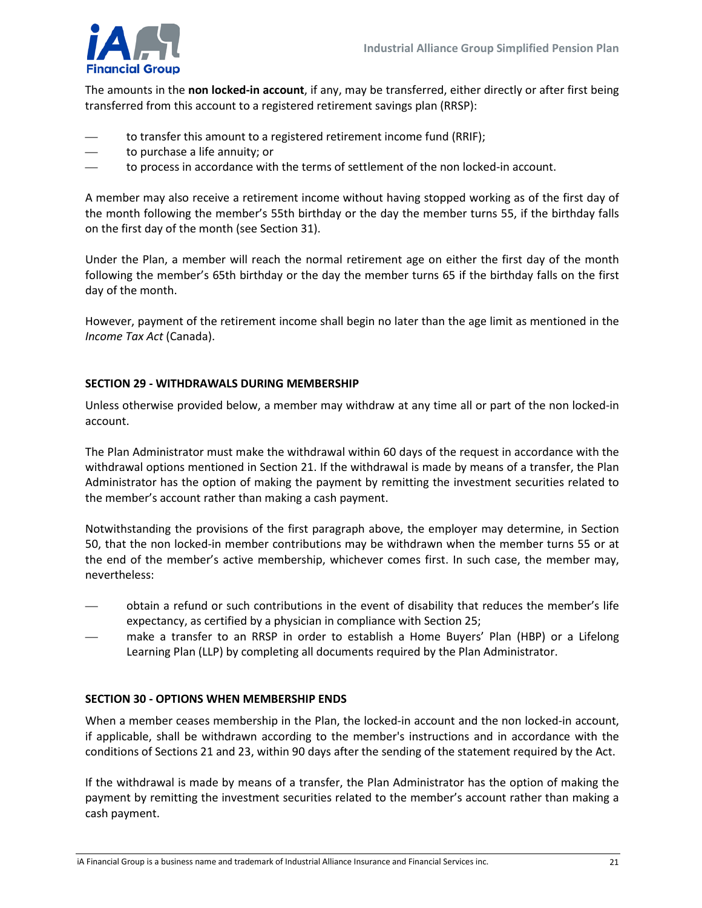The amounts in the **non locked-in account**, if any, may be transferred, either directly or after first being transferred from this account to a registered retirement savings plan (RRSP):

- to transfer this amount to a registered retirement income fund (RRIF);
- to purchase a life annuity; or
- to process in accordance with the terms of settlement of the non locked-in account.

A member may also receive a retirement income without having stopped working as of the first day of the month following the member's 55th birthday or the day the member turns 55, if the birthday falls on the first day of the month (see Section 31).

Under the Plan, a member will reach the normal retirement age on either the first day of the month following the member's 65th birthday or the day the member turns 65 if the birthday falls on the first day of the month.

However, payment of the retirement income shall begin no later than the age limit as mentioned in the *Income Tax Act* (Canada).

#### SECTION 29 - WITHDRAWALS DURING MEMBERSHIP

Unless otherwise provided below, a member may withdraw at any time all or part of the non locked-in account.

The Plan Administrator must make the withdrawal within 60 days of the request in accordance with the withdrawal options mentioned in Section 21. If the withdrawal is made by means of a transfer, the Plan Administrator has the option of making the payment by remitting the investment securities related to the member's account rather than making a cash payment.

Notwithstanding the provisions of the first paragraph above, the employer may determine, in Section 50, that the non locked-in member contributions may be withdrawn when the member turns 55 or at the end of the member's active membership, whichever comes first. In such case, the member may, nevertheless:

- obtain a refund or such contributions in the event of disability that reduces the member's life expectancy, as certified by a physician in compliance with Section 25;
- make a transfer to an RRSP in order to establish a Home Buyers' Plan (HBP) or a Lifelong Learning Plan (LLP) by completing all documents required by the Plan Administrator.

#### SECTION 30 - OPTIONS WHEN MEMBERSHIP ENDS

When a member ceases membership in the Plan, the locked-in account and the non locked-in account, if applicable, shall be withdrawn according to the member's instructions and in accordance with the conditions of Sections 21 and 23, within 90 days after the sending of the statement required by the Act.

If the withdrawal is made by means of a transfer, the Plan Administrator has the option of making the payment by remitting the investment securities related to the member's account rather than making a cash payment.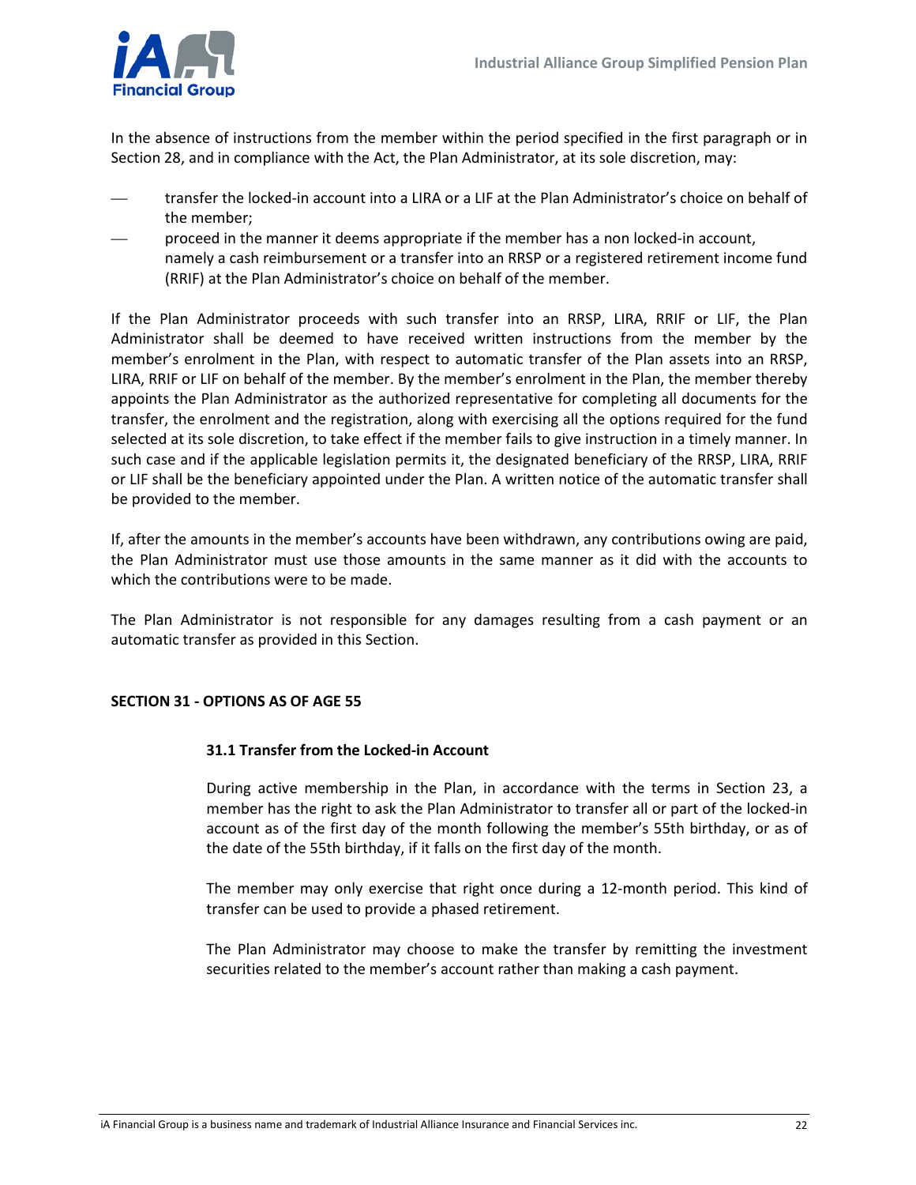In the absence of instructions from the member within the period specified in the first paragraph or in Section 28, and in compliance with the Act, the Plan Administrator, at its sole discretion, may:

- transfer the locked-in account into a LIRA or a LIF at the Plan Administrator's choice on behalf of the member;
- proceed in the manner it deems appropriate if the member has a non locked-in account, namely a cash reimbursement or a transfer into an RRSP or a registered retirement income fund (RRIF) at the Plan Administrator's choice on behalf of the member.

If the Plan Administrator proceeds with such transfer into an RRSP, LIRA, RRIF or LIF, the Plan Administrator shall be deemed to have received written instructions from the member by the member's enrolment in the Plan, with respect to automatic transfer of the Plan assets into an RRSP, LIRA, RRIF or LIF on behalf of the member. By the member's enrolment in the Plan, the member thereby appoints the Plan Administrator as the authorized representative for completing all documents for the transfer, the enrolment and the registration, along with exercising all the options required for the fund selected at its sole discretion, to take effect if the member fails to give instruction in a timely manner. In such case and if the applicable legislation permits it, the designated beneficiary of the RRSP, LIRA, RRIF or LIF shall be the beneficiary appointed under the Plan. A written notice of the automatic transfer shall be provided to the member.

If, after the amounts in the member's accounts have been withdrawn, any contributions owing are paid, the Plan Administrator must use those amounts in the same manner as it did with the accounts to which the contributions were to be made.

The Plan Administrator is not responsible for any damages resulting from a cash payment or an automatic transfer as provided in this Section.

## SECTION 31 - OPTIONS AS OF AGE 55

### 31.1 Transfer from the Locked-in Account

During active membership in the Plan, in accordance with the terms in Section 23, a member has the right to ask the Plan Administrator to transfer all or part of the locked-in account as of the first day of the month following the member's 55th birthday, or as of the date of the 55th birthday, if it falls on the first day of the month.

The member may only exercise that right once during a 12-month period. This kind of transfer can be used to provide a phased retirement.

The Plan Administrator may choose to make the transfer by remitting the investment securities related to the member's account rather than making a cash payment.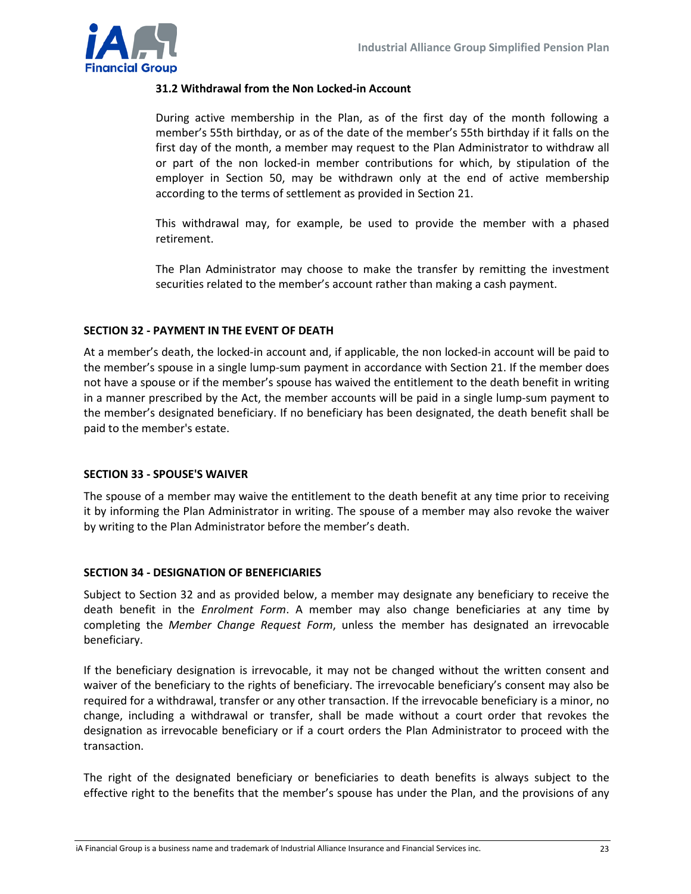### 31.2 Withdrawal from the Non Locked-in Account

During active membership in the Plan, as of the first day of the month following a member's 55th birthday, or as of the date of the member's 55th birthday if it falls on the first day of the month, a member may request to the Plan Administrator to withdraw all or part of the non locked-in member contributions for which, by stipulation of the employer in Section 50, may be withdrawn only at the end of active membership according to the terms of settlement as provided in Section 21.

This withdrawal may, for example, be used to provide the member with a phased retirement.

The Plan Administrator may choose to make the transfer by remitting the investment securities related to the member's account rather than making a cash payment.

## SECTION 32 - PAYMENT IN THE EVENT OF DEATH

At a member's death, the locked-in account and, if applicable, the non locked-in account will be paid to the member's spouse in a single lump-sum payment in accordance with Section 21. If the member does not have a spouse or if the member's spouse has waived the entitlement to the death benefit in writing in a manner prescribed by the Act, the member accounts will be paid in a single lump-sum payment to the member's designated beneficiary. If no beneficiary has been designated, the death benefit shall be paid to the member's estate.

## SECTION 33 - SPOUSE'S WAIVER

The spouse of a member may waive the entitlement to the death benefit at any time prior to receiving it by informing the Plan Administrator in writing. The spouse of a member may also revoke the waiver by writing to the Plan Administrator before the member's death.

## SECTION 34 - DESIGNATION OF BENEFICIARIES

Subject to Section 32 and as provided below, a member may designate any beneficiary to receive the death benefit in the *Enrolment Form*. A member may also change beneficiaries at any time by completing the *Member Change Request Form*, unless the member has designated an irrevocable beneficiary.

If the beneficiary designation is irrevocable, it may not be changed without the written consent and waiver of the beneficiary to the rights of beneficiary. The irrevocable beneficiary's consent may also be required for a withdrawal, transfer or any other transaction. If the irrevocable beneficiary is a minor, no change, including a withdrawal or transfer, shall be made without a court order that revokes the designation as irrevocable beneficiary or if a court orders the Plan Administrator to proceed with the transaction.

The right of the designated beneficiary or beneficiaries to death benefits is always subject to the effective right to the benefits that the member's spouse has under the Plan, and the provisions of any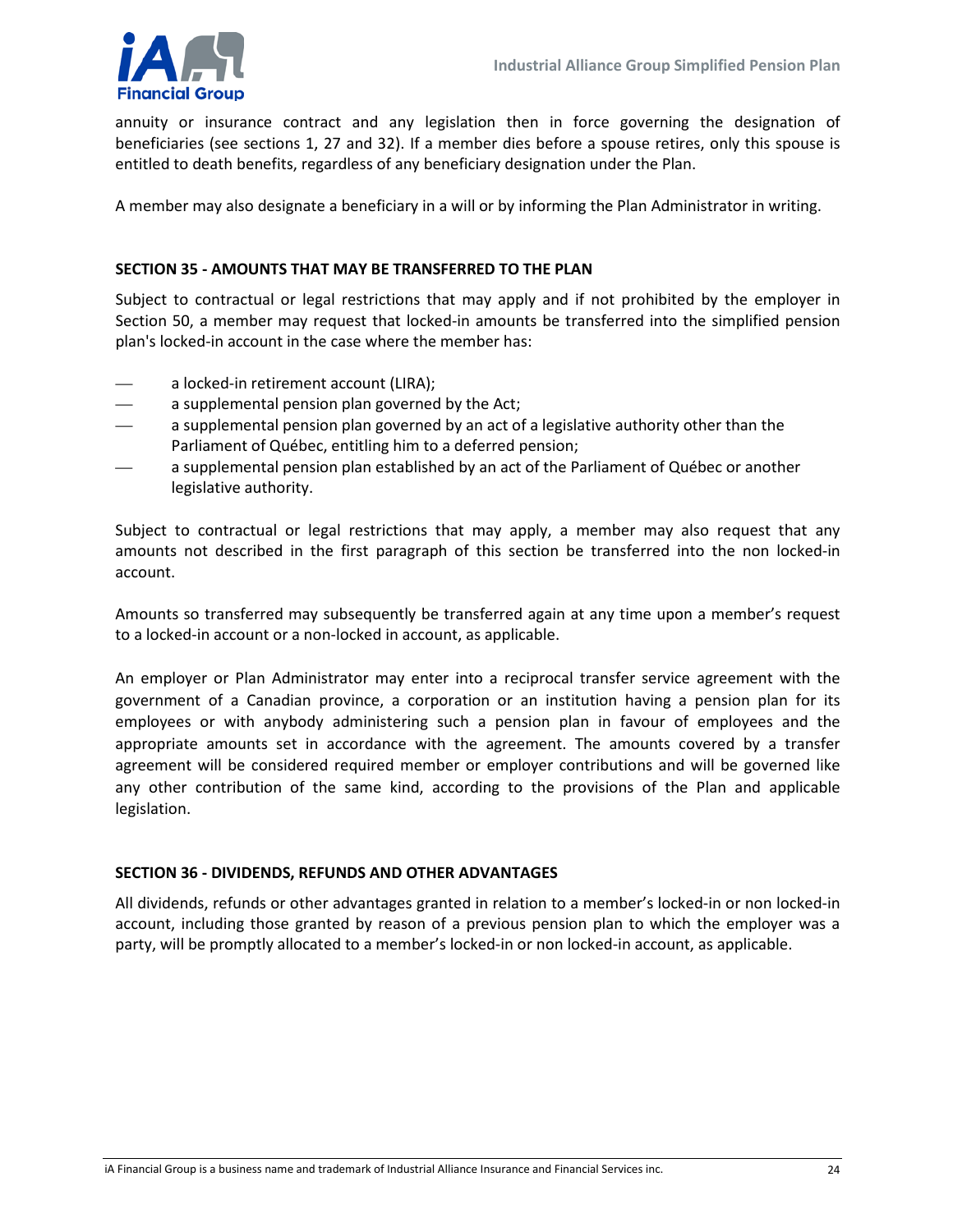annuity or insurance contract and any legislation then in force governing the designation of beneficiaries (see sections 1, 27 and 32). If a member dies before a spouse retires, only this spouse is entitled to death benefits, regardless of any beneficiary designation under the Plan.

A member may also designate a beneficiary in a will or by informing the Plan Administrator in writing.

### SECTION 35 - AMOUNTS THAT MAY BE TRANSFERRED TO THE PLAN

Subject to contractual or legal restrictions that may apply and if not prohibited by the employer in Section 50, a member may request that locked-in amounts be transferred into the simplified pension plan's locked-in account in the case where the member has:

- a locked-in retirement account (LIRA);
- a supplemental pension plan governed by the Act;
- a supplemental pension plan governed by an act of a legislative authority other than the Parliament of Québec, entitling him to a deferred pension;
- a supplemental pension plan established by an act of the Parliament of Québec or another legislative authority.

Subject to contractual or legal restrictions that may apply, a member may also request that any amounts not described in the first paragraph of this section be transferred into the non locked-in account.

Amounts so transferred may subsequently be transferred again at any time upon a member's request to a locked-in account or a non-locked in account, as applicable.

An employer or Plan Administrator may enter into a reciprocal transfer service agreement with the government of a Canadian province, a corporation or an institution having a pension plan for its employees or with anybody administering such a pension plan in favour of employees and the appropriate amounts set in accordance with the agreement. The amounts covered by a transfer agreement will be considered required member or employer contributions and will be governed like any other contribution of the same kind, according to the provisions of the Plan and applicable legislation.

### SECTION 36 - DIVIDENDS, REFUNDS AND OTHER ADVANTAGES

All dividends, refunds or other advantages granted in relation to a member's locked-in or non locked-in account, including those granted by reason of a previous pension plan to which the employer was a party, will be promptly allocated to a member's locked-in or non locked-in account, as applicable.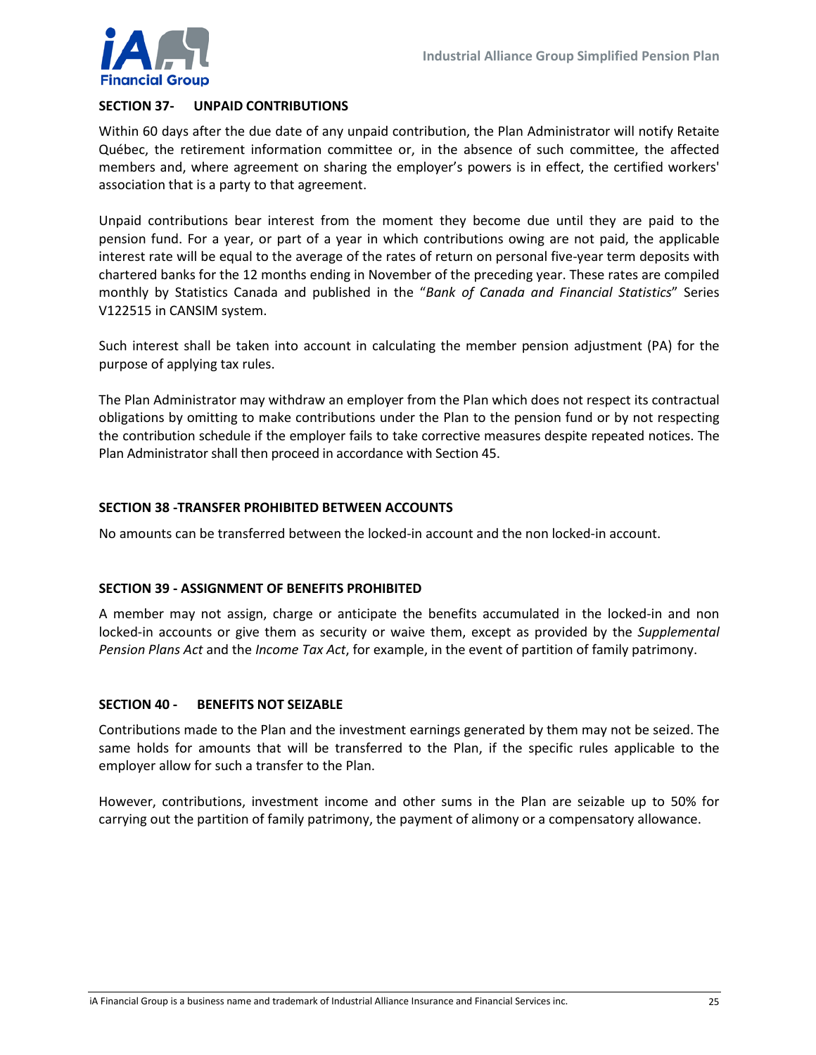### SECTION 37- UNPAID CONTRIBUTIONS

Within 60 days after the due date of any unpaid contribution, the Plan Administrator will notify Retaite Québec, the retirement information committee or, in the absence of such committee, the affected members and, where agreement on sharing the employer's powers is in effect, the certified workers' association that is a party to that agreement.

Unpaid contributions bear interest from the moment they become due until they are paid to the pension fund. For a year, or part of a year in which contributions owing are not paid, the applicable interest rate will be equal to the average of the rates of return on personal five-year term deposits with chartered banks for the 12 months ending in November of the preceding year. These rates are compiled monthly by Statistics Canada and published in the "*Bank of Canada and Financial Statistics*" Series V122515 in CANSIM system.

Such interest shall be taken into account in calculating the member pension adjustment (PA) for the purpose of applying tax rules.

The Plan Administrator may withdraw an employer from the Plan which does not respect its contractual obligations by omitting to make contributions under the Plan to the pension fund or by not respecting the contribution schedule if the employer fails to take corrective measures despite repeated notices. The Plan Administrator shall then proceed in accordance with Section 45.

### SECTION 38 -TRANSFER PROHIBITED BETWEEN ACCOUNTS

No amounts can be transferred between the locked-in account and the non locked-in account.

### SECTION 39 - ASSIGNMENT OF BENEFITS PROHIBITED

A member may not assign, charge or anticipate the benefits accumulated in the locked-in and non locked-in accounts or give them as security or waive them, except as provided by the *Supplemental Pension Plans Act* and the *Income Tax Act*, for example, in the event of partition of family patrimony.

### SECTION 40 - BENEFITS NOT SEIZABLE

Contributions made to the Plan and the investment earnings generated by them may not be seized. The same holds for amounts that will be transferred to the Plan, if the specific rules applicable to the employer allow for such a transfer to the Plan.

However, contributions, investment income and other sums in the Plan are seizable up to 50% for carrying out the partition of family patrimony, the payment of alimony or a compensatory allowance.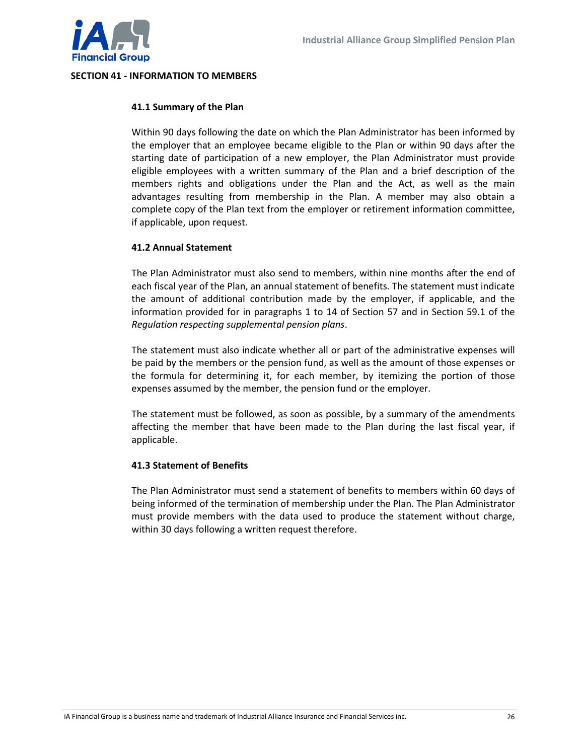## SECTION 41 - INFORMATION TO MEMBERS

### 41.1 Summary of the Plan

Within 90 days following the date on which the Plan Administrator has been informed by the employer that an employee became eligible to the Plan or within 90 days after the starting date of participation of a new employer, the Plan Administrator must provide eligible employees with a written summary of the Plan and a brief description of the members rights and obligations under the Plan and the Act, as well as the main advantages resulting from membership in the Plan. A member may also obtain a complete copy of the Plan text from the employer or retirement information committee, if applicable, upon request.

### 41.2 Annual Statement

The Plan Administrator must also send to members, within nine months after the end of each fiscal year of the Plan, an annual statement of benefits. The statement must indicate the amount of additional contribution made by the employer, if applicable, and the information provided for in paragraphs 1 to 14 of Section 57 and in Section 59.1 of the *Regulation respecting supplemental pension plans*.

The statement must also indicate whether all or part of the administrative expenses will be paid by the members or the pension fund, as well as the amount of those expenses or the formula for determining it, for each member, by itemizing the portion of those expenses assumed by the member, the pension fund or the employer.

The statement must be followed, as soon as possible, by a summary of the amendments affecting the member that have been made to the Plan during the last fiscal year, if applicable.

### 41.3 Statement of Benefits

The Plan Administrator must send a statement of benefits to members within 60 days of being informed of the termination of membership under the Plan. The Plan Administrator must provide members with the data used to produce the statement without charge, within 30 days following a written request therefore.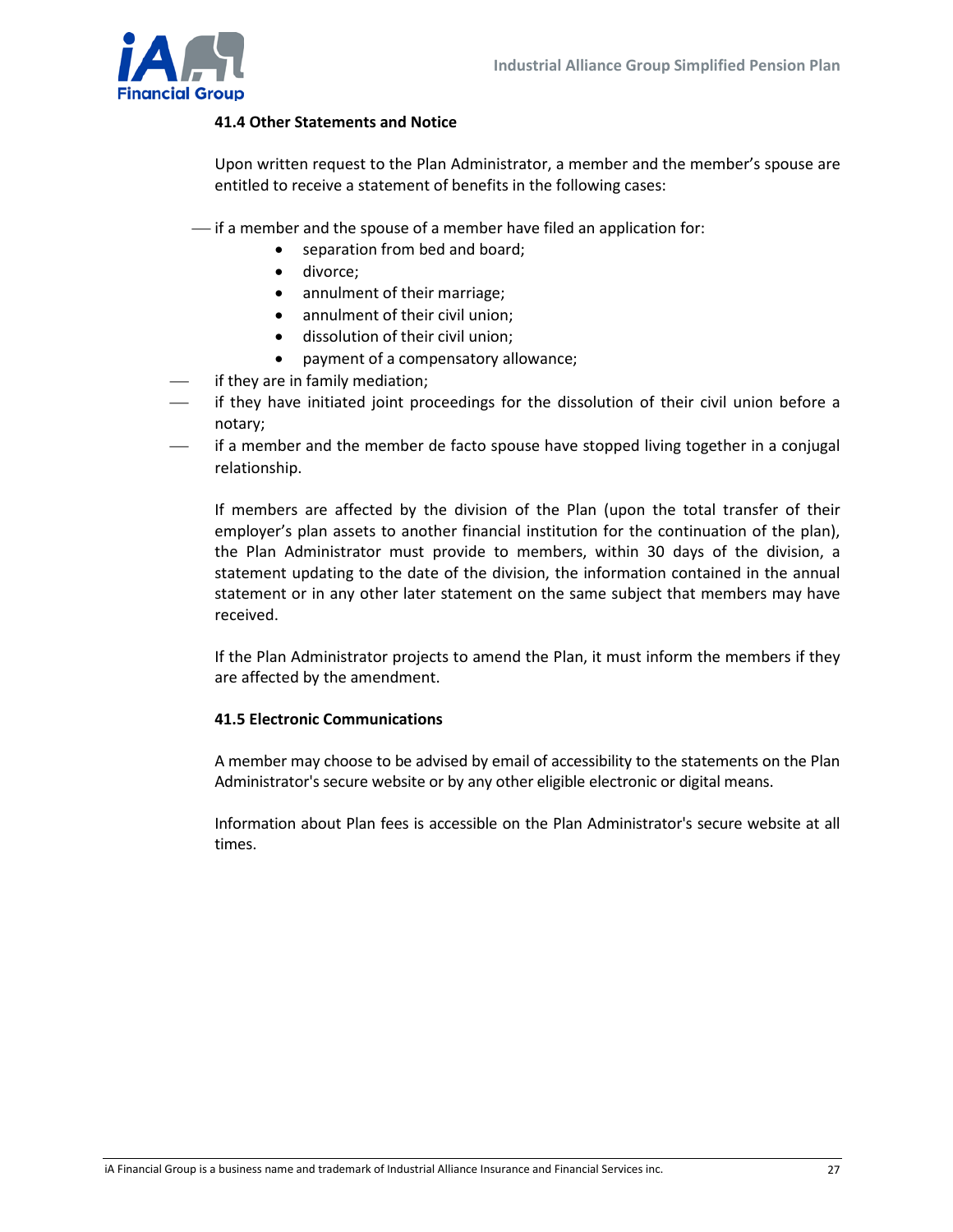#### 41.4 Other Statements and Notice

Upon written request to the Plan Administrator, a member and the member's spouse are entitled to receive a statement of benefits in the following cases:

- if a member and the spouse of a member have filed an application for:
  - separation from bed and board;
  - divorce;
  - annulment of their marriage;
  - annulment of their civil union;
  - dissolution of their civil union;
  - payment of a compensatory allowance;
- if they are in family mediation;
- if they have initiated joint proceedings for the dissolution of their civil union before a notary;
- if a member and the member de facto spouse have stopped living together in a conjugal relationship.

If members are affected by the division of the Plan (upon the total transfer of their employer's plan assets to another financial institution for the continuation of the plan), the Plan Administrator must provide to members, within 30 days of the division, a statement updating to the date of the division, the information contained in the annual statement or in any other later statement on the same subject that members may have received.

If the Plan Administrator projects to amend the Plan, it must inform the members if they are affected by the amendment.

#### 41.5 Electronic Communications

A member may choose to be advised by email of accessibility to the statements on the Plan Administrator's secure website or by any other eligible electronic or digital means.

Information about Plan fees is accessible on the Plan Administrator's secure website at all times.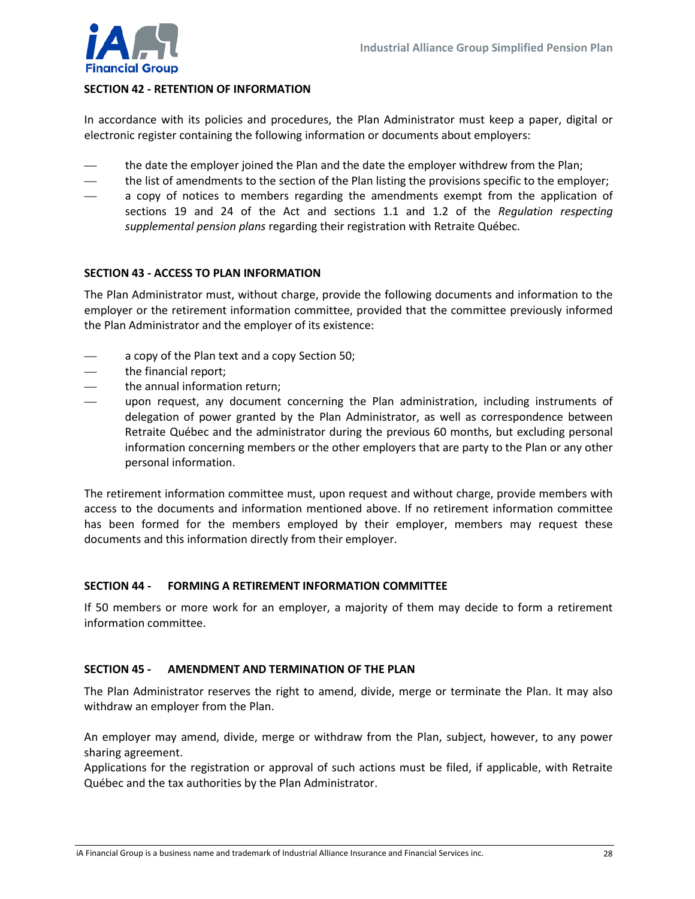## SECTION 42 - RETENTION OF INFORMATION

In accordance with its policies and procedures, the Plan Administrator must keep a paper, digital or electronic register containing the following information or documents about employers:

- the date the employer joined the Plan and the date the employer withdrew from the Plan;
- the list of amendments to the section of the Plan listing the provisions specific to the employer;
- a copy of notices to members regarding the amendments exempt from the application of sections 19 and 24 of the Act and sections 1.1 and 1.2 of the *Regulation respecting supplemental pension plans* regarding their registration with Retraite Québec.

## SECTION 43 - ACCESS TO PLAN INFORMATION

The Plan Administrator must, without charge, provide the following documents and information to the employer or the retirement information committee, provided that the committee previously informed the Plan Administrator and the employer of its existence:

- a copy of the Plan text and a copy Section 50;
- the financial report;
- the annual information return;
- upon request, any document concerning the Plan administration, including instruments of delegation of power granted by the Plan Administrator, as well as correspondence between Retraite Québec and the administrator during the previous 60 months, but excluding personal information concerning members or the other employers that are party to the Plan or any other personal information.

The retirement information committee must, upon request and without charge, provide members with access to the documents and information mentioned above. If no retirement information committee has been formed for the members employed by their employer, members may request these documents and this information directly from their employer.

## SECTION 44 - FORMING A RETIREMENT INFORMATION COMMITTEE

If 50 members or more work for an employer, a majority of them may decide to form a retirement information committee.

## SECTION 45 - AMENDMENT AND TERMINATION OF THE PLAN

The Plan Administrator reserves the right to amend, divide, merge or terminate the Plan. It may also withdraw an employer from the Plan.

An employer may amend, divide, merge or withdraw from the Plan, subject, however, to any power sharing agreement.

Applications for the registration or approval of such actions must be filed, if applicable, with Retraite Québec and the tax authorities by the Plan Administrator.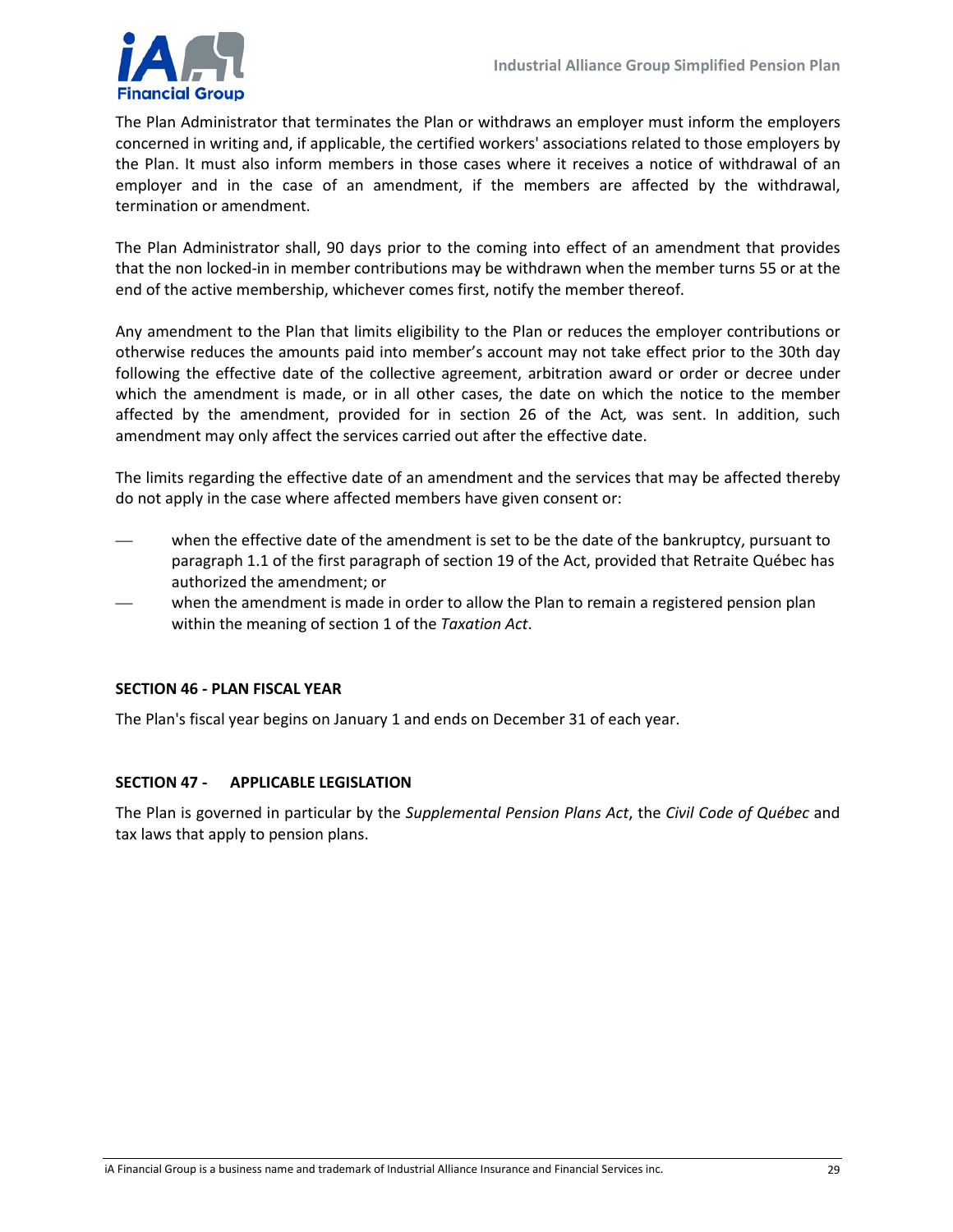The Plan Administrator that terminates the Plan or withdraws an employer must inform the employers concerned in writing and, if applicable, the certified workers' associations related to those employers by the Plan. It must also inform members in those cases where it receives a notice of withdrawal of an employer and in the case of an amendment, if the members are affected by the withdrawal, termination or amendment.

The Plan Administrator shall, 90 days prior to the coming into effect of an amendment that provides that the non locked-in in member contributions may be withdrawn when the member turns 55 or at the end of the active membership, whichever comes first, notify the member thereof.

Any amendment to the Plan that limits eligibility to the Plan or reduces the employer contributions or otherwise reduces the amounts paid into member's account may not take effect prior to the 30th day following the effective date of the collective agreement, arbitration award or order or decree under which the amendment is made, or in all other cases, the date on which the notice to the member affected by the amendment, provided for in section 26 of the Act*,* was sent. In addition, such amendment may only affect the services carried out after the effective date.

The limits regarding the effective date of an amendment and the services that may be affected thereby do not apply in the case where affected members have given consent or:

- when the effective date of the amendment is set to be the date of the bankruptcy, pursuant to paragraph 1.1 of the first paragraph of section 19 of the Act, provided that Retraite Québec has authorized the amendment; or
- when the amendment is made in order to allow the Plan to remain a registered pension plan within the meaning of section 1 of the *Taxation Act*.

**SECTION 46 - PLAN FISCAL YEAR**

The Plan's fiscal year begins on January 1 and ends on December 31 of each year.

**SECTION 47 - APPLICABLE LEGISLATION**

The Plan is governed in particular by the *Supplemental Pension Plans Act*, the *Civil Code of Québec* and tax laws that apply to pension plans.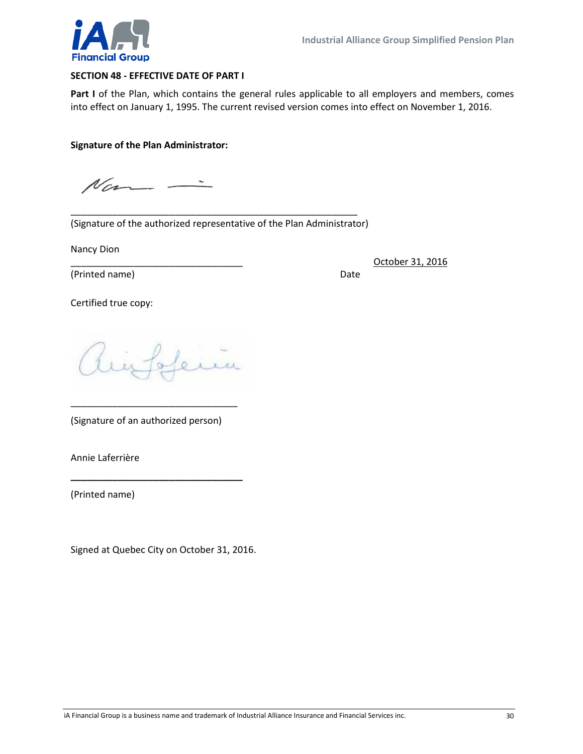### SECTION 48 - EFFECTIVE DATE OF PART I

**Part I** of the Plan, which contains the general rules applicable to all employers and members, comes into effect on January 1, 1995. The current revised version comes into effect on November 1, 2016.

**Signature of the Plan Administrator:**

_______________________________________________________
(Signature of the authorized representative of the Plan Administrator)

Nancy Dion
_________________________________ October 31, 2016
(Printed name) Date

Certified true copy:

________________________________
(Signature of an authorized person)

Annie Laferrière
_________________________________
(Printed name)

Signed at Quebec City on October 31, 2016.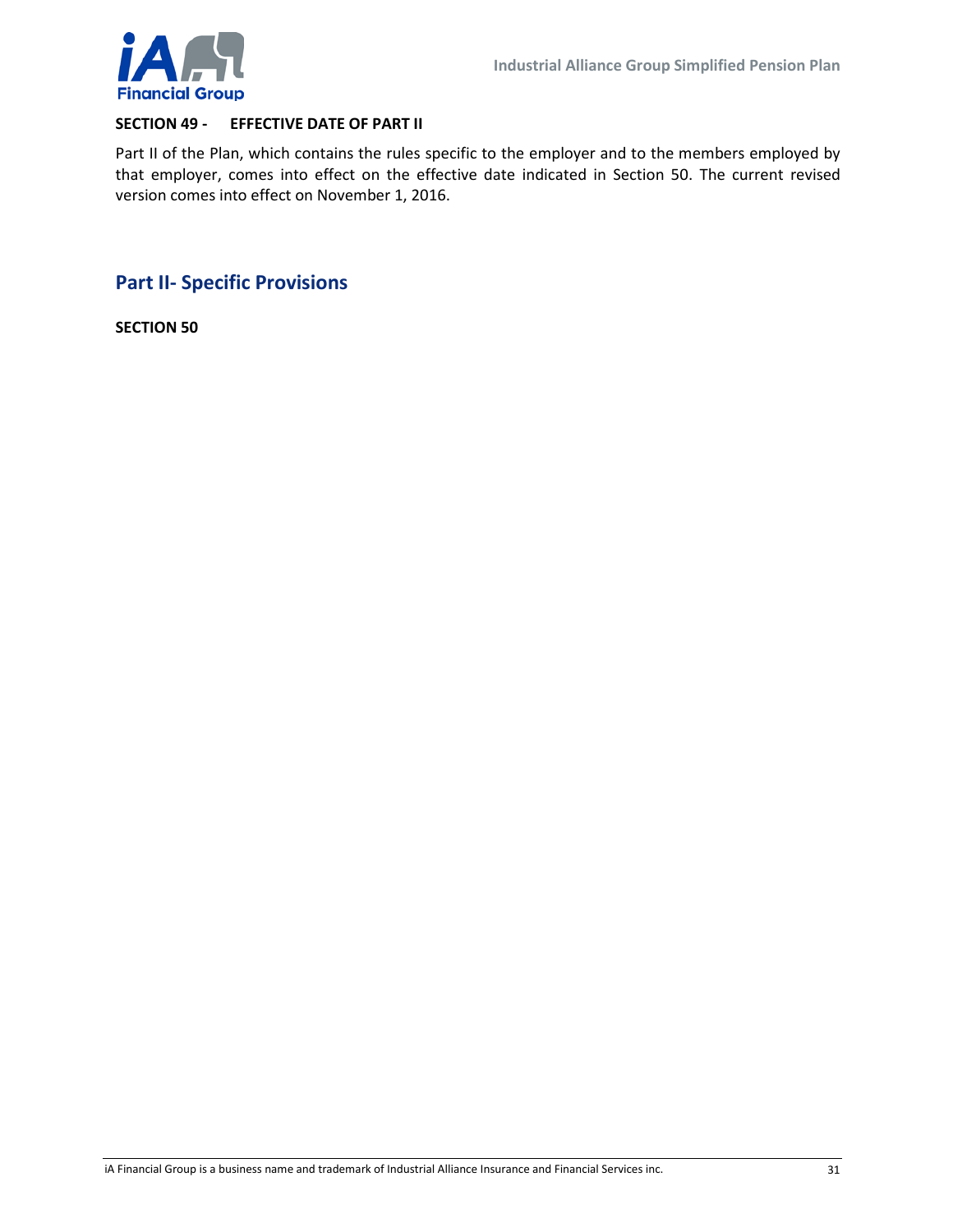**SECTION 49 - EFFECTIVE DATE OF PART II**

Part II of the Plan, which contains the rules specific to the employer and to the members employed by that employer, comes into effect on the effective date indicated in Section 50. The current revised version comes into effect on November 1, 2016.

## Part II- Specific Provisions

**SECTION 50**